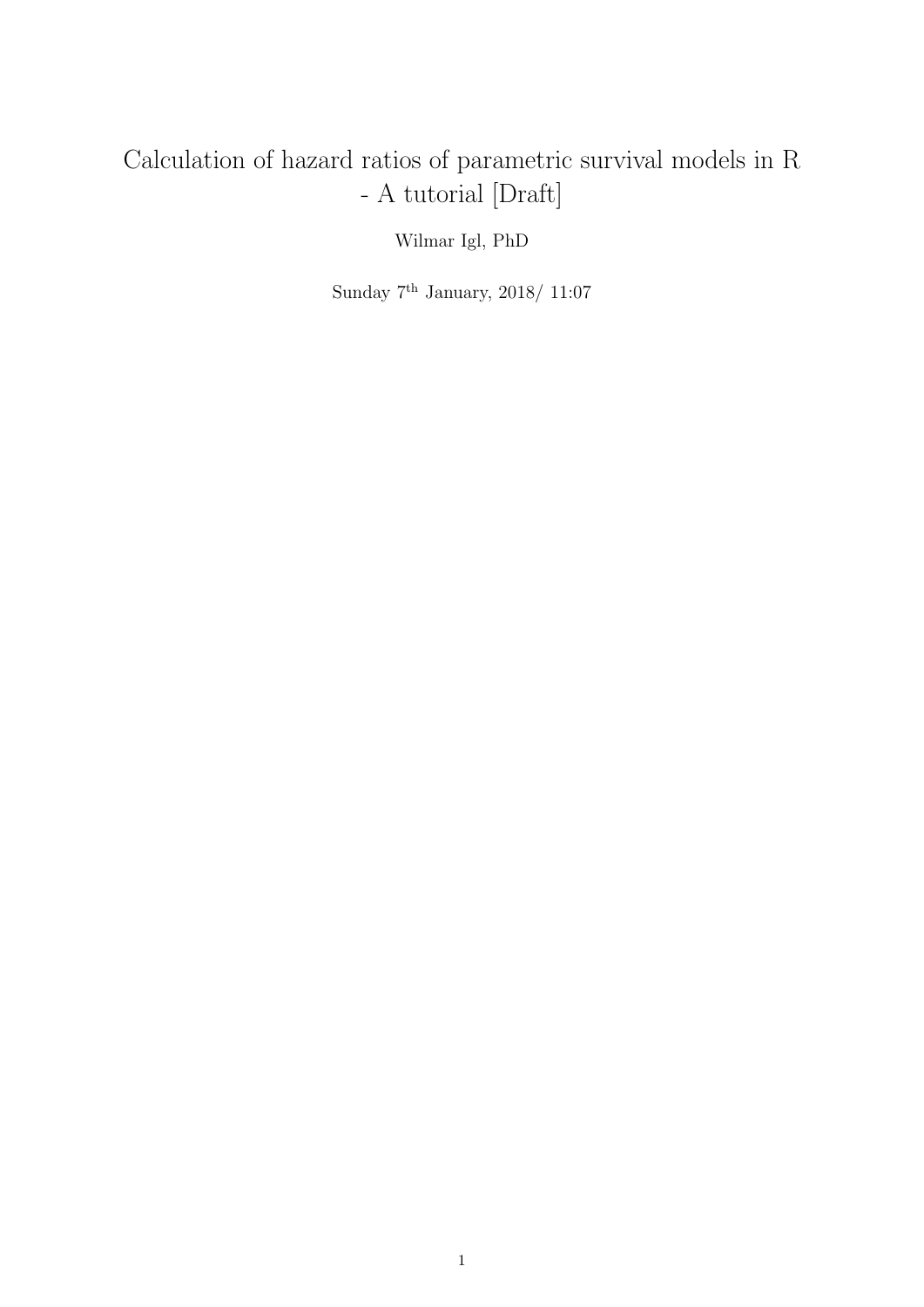# Calculation of hazard ratios of parametric survival models in R - A tutorial [Draft]

Wilmar Igl, PhD

Sunday 7th January, 2018/ 11:07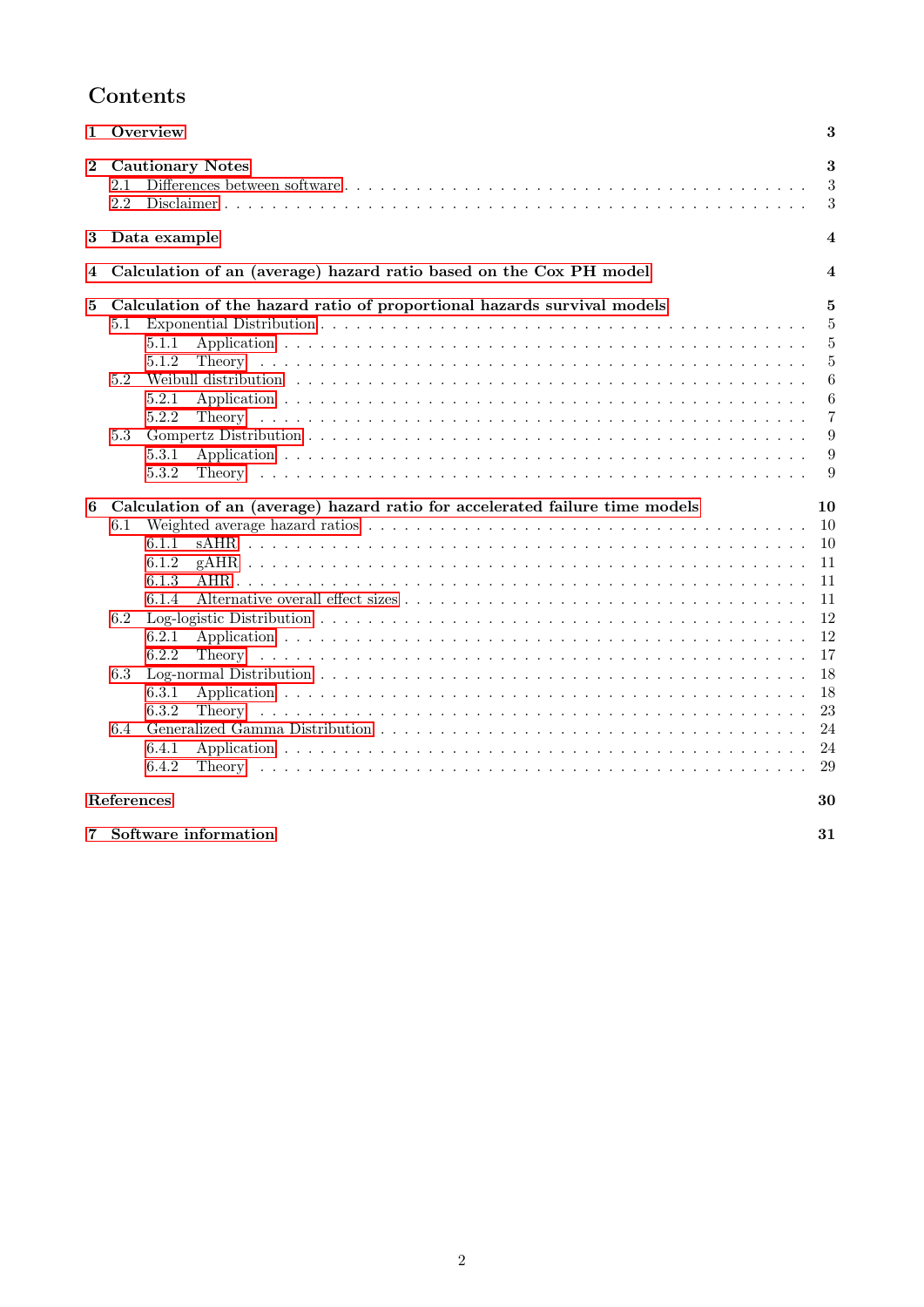# Contents

**1 Overview** — 3

**2 Cautionary Notes** — 3
- 2.1 Differences between software — 3
- 2.2 Disclaimer — 3

**3 Data example** — 4

**4 Calculation of an (average) hazard ratio based on the Cox PH model** — 4

**5 Calculation of the hazard ratio of proportional hazards survival models** — 5
- 5.1 Exponential Distribution — 5
  - 5.1.1 Application — 5
  - 5.1.2 Theory — 5
- 5.2 Weibull distribution — 6
  - 5.2.1 Application — 6
  - 5.2.2 Theory — 7
- 5.3 Gompertz Distribution — 9
  - 5.3.1 Application — 9
  - 5.3.2 Theory — 9

**6 Calculation of an (average) hazard ratio for accelerated failure time models** — 10
- 6.1 Weighted average hazard ratios — 10
  - 6.1.1 sAHR — 10
  - 6.1.2 gAHR — 11
  - 6.1.3 AHR — 11
  - 6.1.4 Alternative overall effect sizes — 11
- 6.2 Log-logistic Distribution — 12
  - 6.2.1 Application — 12
  - 6.2.2 Theory — 17
- 6.3 Log-normal Distribution — 18
  - 6.3.1 Application — 18
  - 6.3.2 Theory — 23
- 6.4 Generalized Gamma Distribution — 24
  - 6.4.1 Application — 24
  - 6.4.2 Theory — 29

**References** — 30

**7 Software information** — 31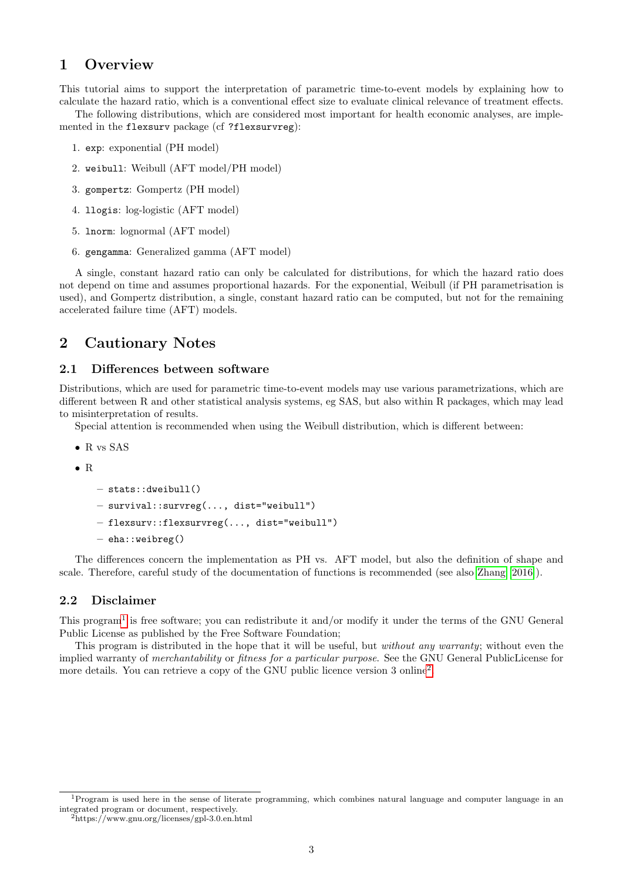# 1 Overview

This tutorial aims to support the interpretation of parametric time-to-event models by explaining how to calculate the hazard ratio, which is a conventional effect size to evaluate clinical relevance of treatment effects.

The following distributions, which are considered most important for health economic analyses, are implemented in the `flexsurv` package (cf `?flexsurvreg`):

1. `exp`: exponential (PH model)
2. `weibull`: Weibull (AFT model/PH model)
3. `gompertz`: Gompertz (PH model)
4. `llogis`: log-logistic (AFT model)
5. `lnorm`: lognormal (AFT model)
6. `gengamma`: Generalized gamma (AFT model)

A single, constant hazard ratio can only be calculated for distributions, for which the hazard ratio does not depend on time and assumes proportional hazards. For the exponential, Weibull (if PH parametrisation is used), and Gompertz distribution, a single, constant hazard ratio can be computed, but not for the remaining accelerated failure time (AFT) models.

# 2 Cautionary Notes

## 2.1 Differences between software

Distributions, which are used for parametric time-to-event models may use various parametrizations, which are different between R and other statistical analysis systems, eg SAS, but also within R packages, which may lead to misinterpretation of results.

Special attention is recommended when using the Weibull distribution, which is different between:

- R vs SAS
- R
  - `stats::dweibull()`
  - `survival::survreg(..., dist="weibull")`
  - `flexsurv::flexsurvreg(..., dist="weibull")`
  - `eha::weibreg()`

The differences concern the implementation as PH vs. AFT model, but also the definition of shape and scale. Therefore, careful study of the documentation of functions is recommended (see also Zhang, 2016).

## 2.2 Disclaimer

This program[1] is free software; you can redistribute it and/or modify it under the terms of the GNU General Public License as published by the Free Software Foundation;

This program is distributed in the hope that it will be useful, but *without any warranty*; without even the implied warranty of *merchantability* or *fitness for a particular purpose*. See the GNU General PublicLicense for more details. You can retrieve a copy of the GNU public licence version 3 online[2].

[1] Program is used here in the sense of literate programming, which combines natural language and computer language in an integrated program or document, respectively.

[2] https://www.gnu.org/licenses/gpl-3.0.en.html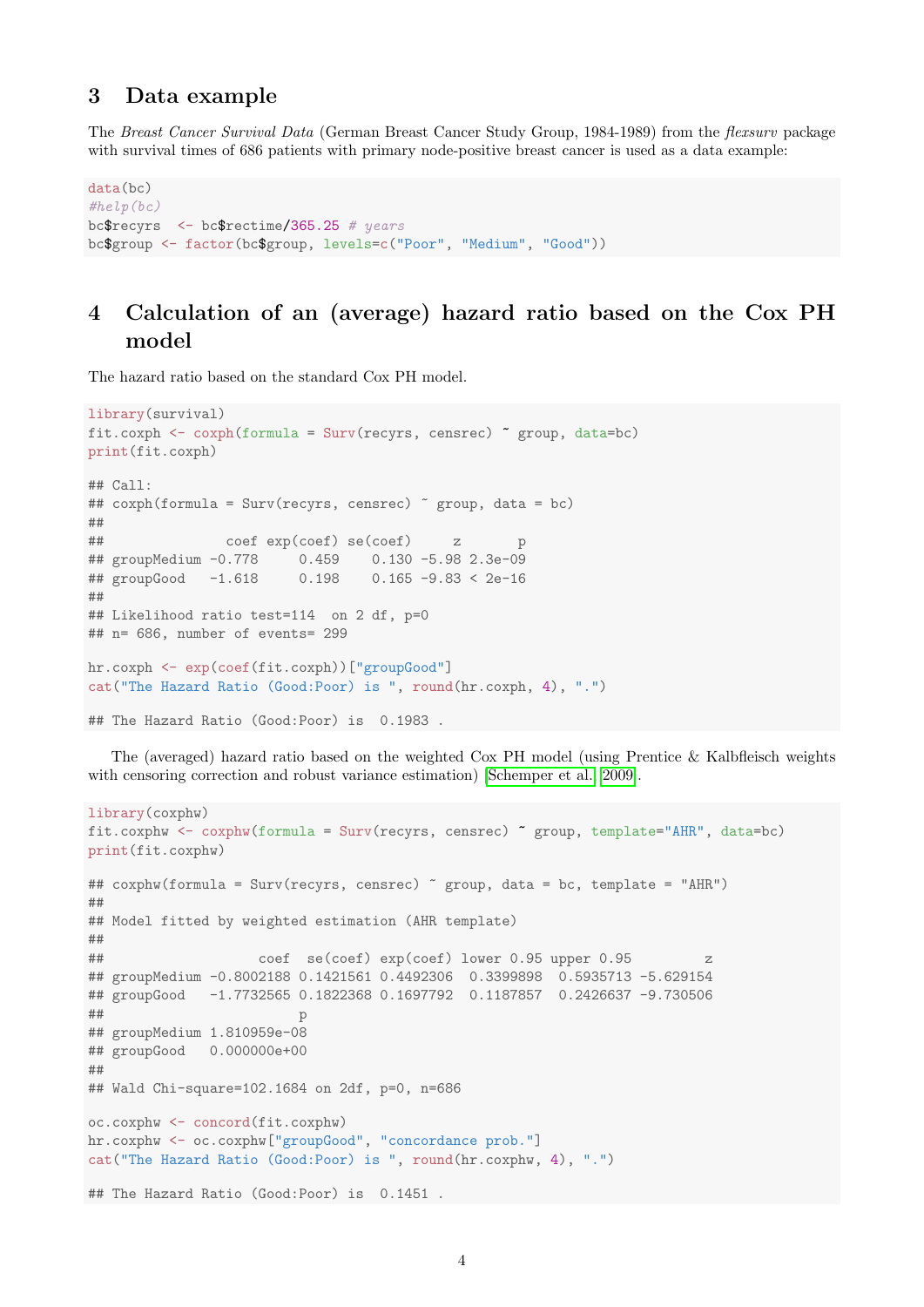# 3 Data example

The *Breast Cancer Survival Data* (German Breast Cancer Study Group, 1984-1989) from the *flexsurv* package with survival times of 686 patients with primary node-positive breast cancer is used as a data example:

```
data(bc)
#help(bc)
bc$recyrs  <- bc$rectime/365.25 # years
bc$group <- factor(bc$group, levels=c("Poor", "Medium", "Good"))
```

# 4 Calculation of an (average) hazard ratio based on the Cox PH model

The hazard ratio based on the standard Cox PH model.

```
library(survival)
fit.coxph <- coxph(formula = Surv(recyrs, censrec) ~ group, data=bc)
print(fit.coxph)

## Call:
## coxph(formula = Surv(recyrs, censrec) ~ group, data = bc)
##
##                coef exp(coef) se(coef)     z       p
## groupMedium -0.778     0.459    0.130 -5.98 2.3e-09
## groupGood   -1.618     0.198    0.165 -9.83 < 2e-16
##
## Likelihood ratio test=114  on 2 df, p=0
## n= 686, number of events= 299

hr.coxph <- exp(coef(fit.coxph))["groupGood"]
cat("The Hazard Ratio (Good:Poor) is ", round(hr.coxph, 4), ".")

## The Hazard Ratio (Good:Poor) is  0.1983 .
```

The (averaged) hazard ratio based on the weighted Cox PH model (using Prentice & Kalbfleisch weights with censoring correction and robust variance estimation) [Schemper et al. 2009].

```
library(coxphw)
fit.coxphw <- coxphw(formula = Surv(recyrs, censrec) ~ group, template="AHR", data=bc)
print(fit.coxphw)

## coxphw(formula = Surv(recyrs, censrec) ~ group, data = bc, template = "AHR")
##
## Model fitted by weighted estimation (AHR template)
##
##                   coef  se(coef) exp(coef) lower 0.95 upper 0.95         z
## groupMedium -0.8002188 0.1421561 0.4492306  0.3399898  0.5935713 -5.629154
## groupGood   -1.7732565 0.1822368 0.1697792  0.1187857  0.2426637 -9.730506
##                        p
## groupMedium 1.810959e-08
## groupGood   0.000000e+00
##
## Wald Chi-square=102.1684 on 2df, p=0, n=686

oc.coxphw <- concord(fit.coxphw)
hr.coxphw <- oc.coxphw["groupGood", "concordance prob."]
cat("The Hazard Ratio (Good:Poor) is ", round(hr.coxphw, 4), ".")

## The Hazard Ratio (Good:Poor) is  0.1451 .
```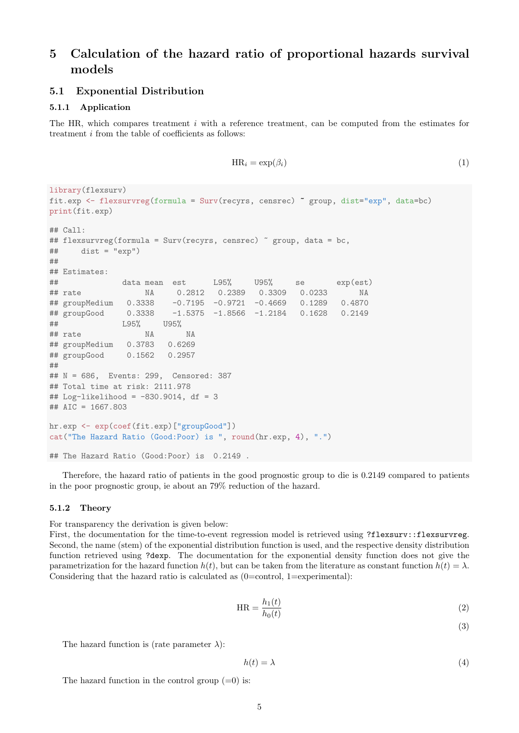# 5 Calculation of the hazard ratio of proportional hazards survival models

## 5.1 Exponential Distribution

### 5.1.1 Application

The HR, which compares treatment $i$ with a reference treatment, can be computed from the estimates for treatment $i$ from the table of coefficients as follows:

$$\text{HR}_i = \exp(\beta_i) \tag{1}$$

```
library(flexsurv)
fit.exp <- flexsurvreg(formula = Surv(recyrs, censrec) ~ group, dist="exp", data=bc)
print(fit.exp)

## Call:
## flexsurvreg(formula = Surv(recyrs, censrec) ~ group, data = bc,
##     dist = "exp")
##
## Estimates:
##              data mean  est      L95%     U95%     se       exp(est)
## rate              NA     0.2812   0.2389   0.3309   0.0233       NA
## groupMedium   0.3338    -0.7195  -0.9721  -0.4669   0.1289   0.4870
## groupGood     0.3338    -1.5375  -1.8566  -1.2184   0.1628   0.2149
##              L95%     U95%
## rate              NA       NA
## groupMedium   0.3783   0.6269
## groupGood     0.1562   0.2957
##
## N = 686,  Events: 299,  Censored: 387
## Total time at risk: 2111.978
## Log-likelihood = -830.9014, df = 3
## AIC = 1667.803

hr.exp <- exp(coef(fit.exp)["groupGood"])
cat("The Hazard Ratio (Good:Poor) is ", round(hr.exp, 4), ".")

## The Hazard Ratio (Good:Poor) is  0.2149 .
```

Therefore, the hazard ratio of patients in the good prognostic group to die is 0.2149 compared to patients in the poor prognostic group, ie about an 79% reduction of the hazard.

### 5.1.2 Theory

For transparency the derivation is given below:
First, the documentation for the time-to-event regression model is retrieved using `?flexsurv::flexsurvreg`. Second, the name (stem) of the exponential distribution function is used, and the respective density distribution function retrieved using `?dexp`. The documentation for the exponential density function does not give the parametrization for the hazard function $h(t)$, but can be taken from the literature as constant function $h(t) = \lambda$. Considering that the hazard ratio is calculated as (0=control, 1=experimental):

$$\text{HR} = \frac{h_1(t)}{h_0(t)} \tag{2}$$

$$\tag{3}$$

The hazard function is (rate parameter $\lambda$):

$$h(t) = \lambda \tag{4}$$

The hazard function in the control group (=0) is: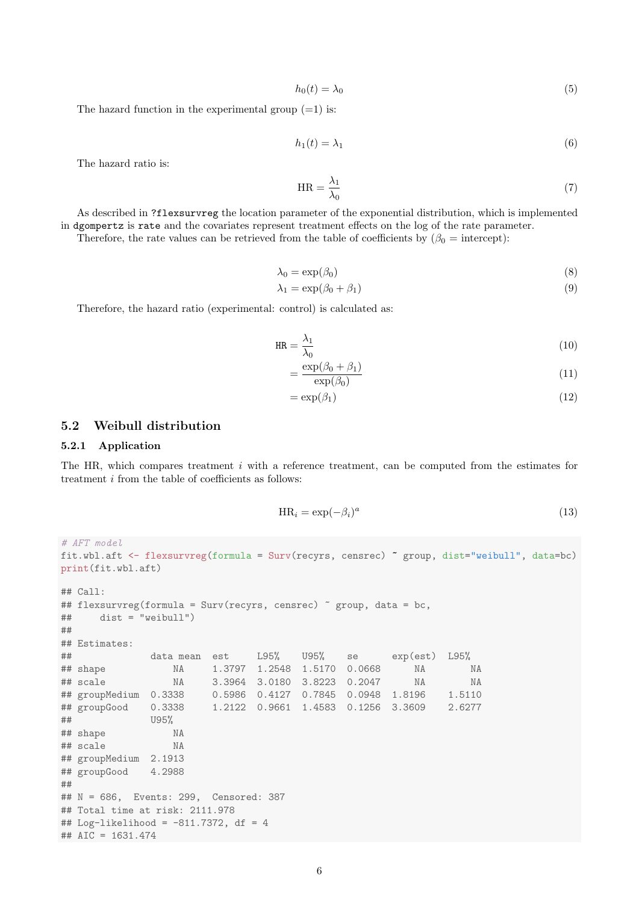$$h_0(t) = \lambda_0 \tag{5}$$

The hazard function in the experimental group (=1) is:

$$h_1(t) = \lambda_1 \tag{6}$$

The hazard ratio is:

$$\text{HR} = \frac{\lambda_1}{\lambda_0} \tag{7}$$

As described in `?flexsurvreg` the location parameter of the exponential distribution, which is implemented in `dgompertz` is `rate` and the covariates represent treatment effects on the log of the rate parameter.

Therefore, the rate values can be retrieved from the table of coefficients by ($\beta_0$ = intercept):

$$\lambda_0 = \exp(\beta_0) \tag{8}$$

$$\lambda_1 = \exp(\beta_0 + \beta_1) \tag{9}$$

Therefore, the hazard ratio (experimental: control) is calculated as:

$$\text{HR} = \frac{\lambda_1}{\lambda_0} \tag{10}$$

$$= \frac{\exp(\beta_0 + \beta_1)}{\exp(\beta_0)} \tag{11}$$

$$= \exp(\beta_1) \tag{12}$$

## 5.2 Weibull distribution

### 5.2.1 Application

The HR, which compares treatment $i$ with a reference treatment, can be computed from the estimates for treatment $i$ from the table of coefficients as follows:

$$\text{HR}_i = \exp(-\beta_i)^a \tag{13}$$

```
# AFT model
fit.wbl.aft <- flexsurvreg(formula = Surv(recyrs, censrec) ~ group, dist="weibull", data=bc)
print(fit.wbl.aft)

## Call:
## flexsurvreg(formula = Surv(recyrs, censrec) ~ group, data = bc,
##     dist = "weibull")
##
## Estimates:
##              data mean  est     L95%    U95%    se      exp(est)  L95%
## shape            NA     1.3797  1.2548  1.5170  0.0668      NA        NA
## scale            NA     3.3964  3.0180  3.8223  0.2047      NA        NA
## groupMedium  0.3338     0.5986  0.4127  0.7845  0.0948  1.8196    1.5110
## groupGood    0.3338     1.2122  0.9661  1.4583  0.1256  3.3609    2.6277
##              U95%
## shape            NA
## scale            NA
## groupMedium  2.1913
## groupGood    4.2988
##
## N = 686,  Events: 299,  Censored: 387
## Total time at risk: 2111.978
## Log-likelihood = -811.7372, df = 4
## AIC = 1631.474
```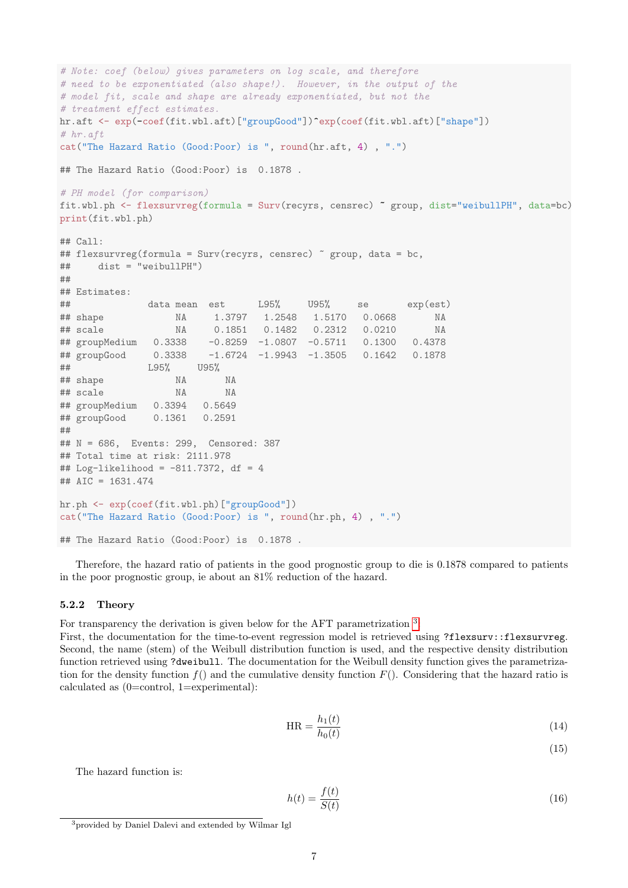```r
# Note: coef (below) gives parameters on log scale, and therefore
# need to be exponentiated (also shape!).  However, in the output of the
# model fit, scale and shape are already exponentiated, but not the
# treatment effect estimates.
hr.aft <- exp(-coef(fit.wbl.aft)["groupGood"])^exp(coef(fit.wbl.aft)["shape"])
# hr.aft
cat("The Hazard Ratio (Good:Poor) is ", round(hr.aft, 4) , ".")

## The Hazard Ratio (Good:Poor) is  0.1878 .

# PH model (for comparison)
fit.wbl.ph <- flexsurvreg(formula = Surv(recyrs, censrec) ~ group, dist="weibullPH", data=bc)
print(fit.wbl.ph)

## Call:
## flexsurvreg(formula = Surv(recyrs, censrec) ~ group, data = bc,
##     dist = "weibullPH")
##
## Estimates:
##              data mean  est      L95%     U95%     se       exp(est)
## shape            NA     1.3797   1.2548   1.5170   0.0668       NA
## scale            NA     0.1851   0.1482   0.2312   0.0210       NA
## groupMedium   0.3338   -0.8259  -1.0807  -0.5711   0.1300   0.4378
## groupGood     0.3338   -1.6724  -1.9943  -1.3505   0.1642   0.1878
##              L95%     U95%
## shape            NA       NA
## scale            NA       NA
## groupMedium   0.3394   0.5649
## groupGood     0.1361   0.2591
##
## N = 686,  Events: 299,  Censored: 387
## Total time at risk: 2111.978
## Log-likelihood = -811.7372, df = 4
## AIC = 1631.474

hr.ph <- exp(coef(fit.wbl.ph)["groupGood"])
cat("The Hazard Ratio (Good:Poor) is ", round(hr.ph, 4) , ".")

## The Hazard Ratio (Good:Poor) is  0.1878 .
```

Therefore, the hazard ratio of patients in the good prognostic group to die is 0.1878 compared to patients in the poor prognostic group, ie about an 81% reduction of the hazard.

### 5.2.2 Theory

For transparency the derivation is given below for the AFT parametrization [3].
First, the documentation for the time-to-event regression model is retrieved using `?flexsurv::flexsurvreg`. Second, the name (stem) of the Weibull distribution function is used, and the respective density distribution function retrieved using `?dweibull`. The documentation for the Weibull density function gives the parametrization for the density function $f()$ and the cumulative density function $F()$. Considering that the hazard ratio is calculated as (0=control, 1=experimental):

$$\text{HR} = \frac{h_1(t)}{h_0(t)} \tag{14}$$

$$\tag{15}$$

The hazard function is:

$$h(t) = \frac{f(t)}{S(t)} \tag{16}$$

[3] provided by Daniel Dalevi and extended by Wilmar Igl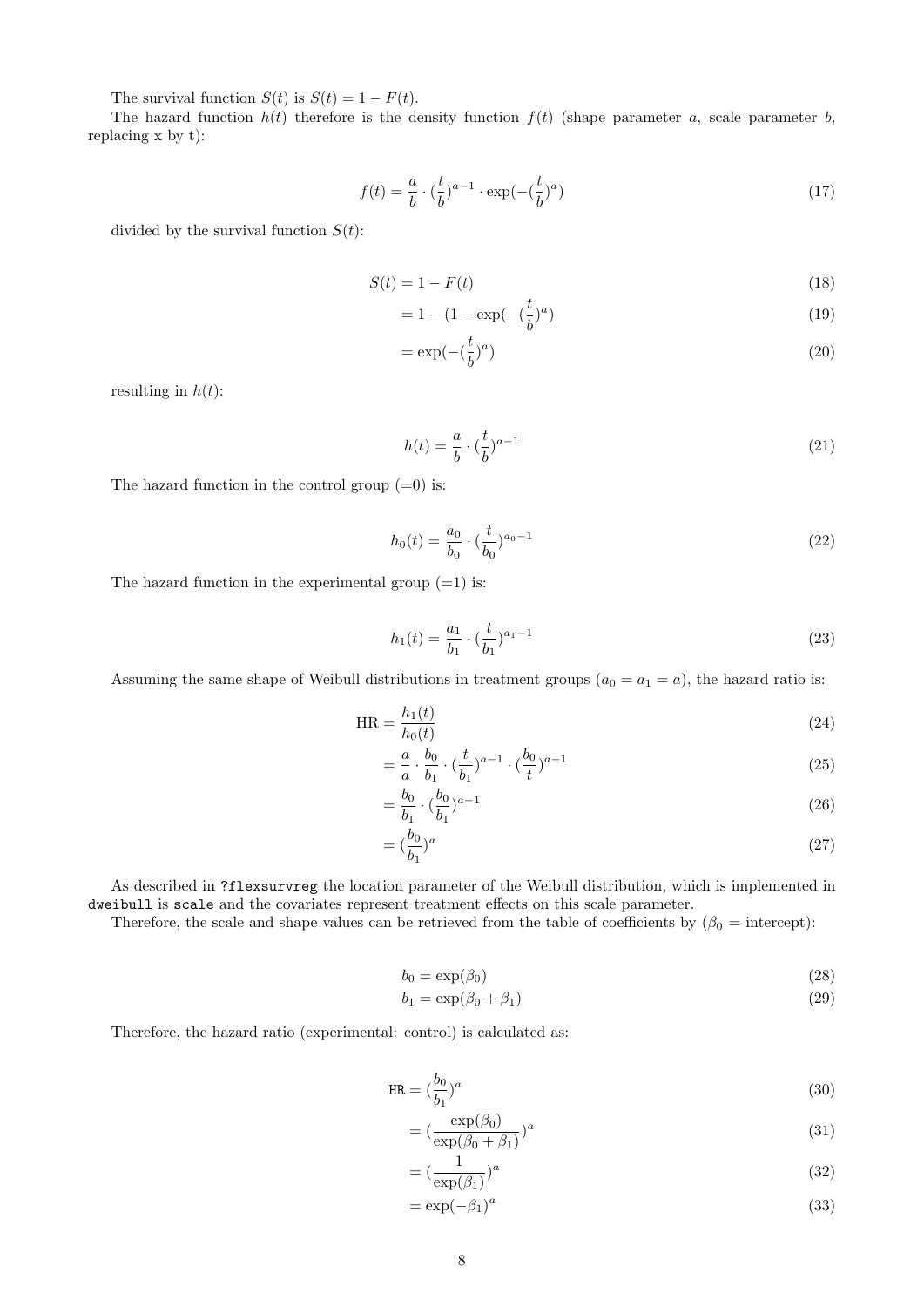The survival function $S(t)$ is $S(t) = 1 - F(t)$.

The hazard function $h(t)$ therefore is the density function $f(t)$ (shape parameter $a$, scale parameter $b$, replacing x by t):

$$f(t) = \frac{a}{b} \cdot (\frac{t}{b})^{a-1} \cdot \exp(-(\frac{t}{b})^a) \tag{17}$$

divided by the survival function $S(t)$:

$$\begin{aligned} S(t) &= 1 - F(t) && (18) \\ &= 1 - (1 - \exp(-(\frac{t}{b})^a) && (19) \\ &= \exp(-(\frac{t}{b})^a) && (20) \end{aligned}$$

resulting in $h(t)$:

$$h(t) = \frac{a}{b} \cdot (\frac{t}{b})^{a-1} \tag{21}$$

The hazard function in the control group (=0) is:

$$h_0(t) = \frac{a_0}{b_0} \cdot (\frac{t}{b_0})^{a_0-1} \tag{22}$$

The hazard function in the experimental group (=1) is:

$$h_1(t) = \frac{a_1}{b_1} \cdot (\frac{t}{b_1})^{a_1-1} \tag{23}$$

Assuming the same shape of Weibull distributions in treatment groups ($a_0 = a_1 = a$), the hazard ratio is:

$$\begin{aligned} \text{HR} &= \frac{h_1(t)}{h_0(t)} && (24) \\ &= \frac{a}{a} \cdot \frac{b_0}{b_1} \cdot (\frac{t}{b_1})^{a-1} \cdot (\frac{b_0}{t})^{a-1} && (25) \\ &= \frac{b_0}{b_1} \cdot (\frac{b_0}{b_1})^{a-1} && (26) \\ &= (\frac{b_0}{b_1})^a && (27) \end{aligned}$$

As described in `?flexsurvreg` the location parameter of the Weibull distribution, which is implemented in `dweibull` is `scale` and the covariates represent treatment effects on this scale parameter.

Therefore, the scale and shape values can be retrieved from the table of coefficients by ($\beta_0$ = intercept):

$$\begin{aligned} b_0 &= \exp(\beta_0) && (28) \\ b_1 &= \exp(\beta_0 + \beta_1) && (29) \end{aligned}$$

Therefore, the hazard ratio (experimental: control) is calculated as:

$$\begin{aligned} \texttt{HR} &= (\frac{b_0}{b_1})^a && (30) \\ &= (\frac{\exp(\beta_0)}{\exp(\beta_0 + \beta_1)})^a && (31) \\ &= (\frac{1}{\exp(\beta_1)})^a && (32) \\ &= \exp(-\beta_1)^a && (33) \end{aligned}$$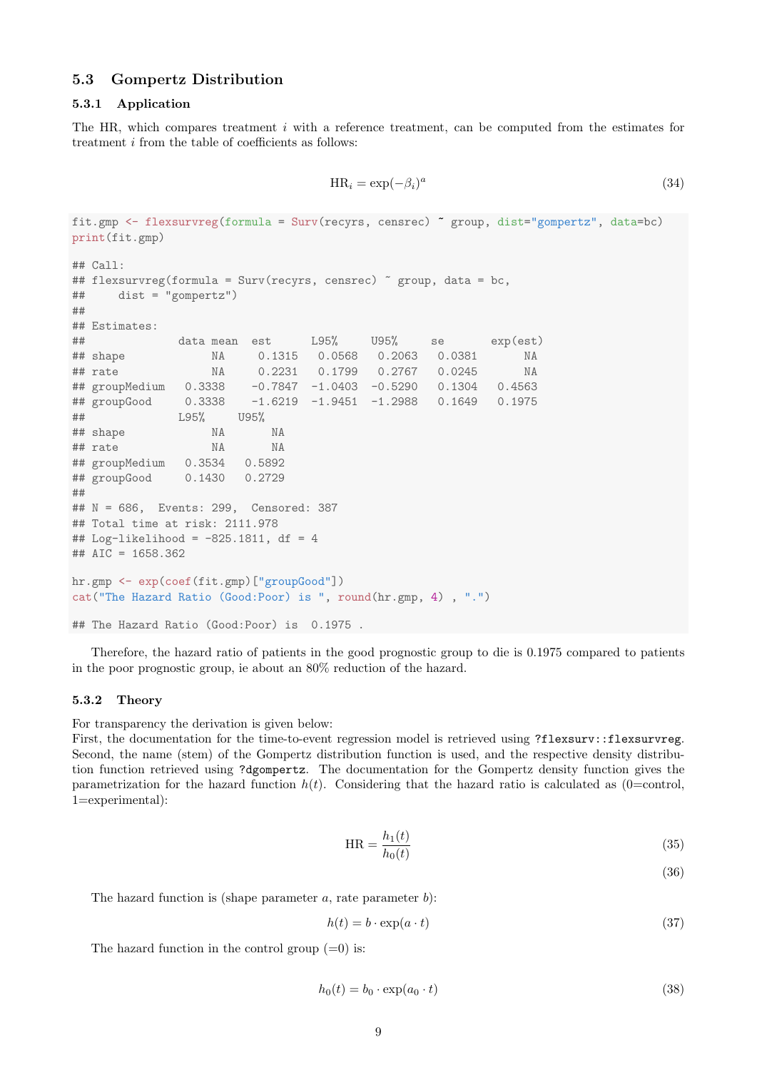## 5.3 Gompertz Distribution

### 5.3.1 Application

The HR, which compares treatment $i$ with a reference treatment, can be computed from the estimates for treatment $i$ from the table of coefficients as follows:

$$\text{HR}_i = \exp(-\beta_i)^a \tag{34}$$

```
fit.gmp <- flexsurvreg(formula = Surv(recyrs, censrec) ~ group, dist="gompertz", data=bc)
print(fit.gmp)

## Call:
## flexsurvreg(formula = Surv(recyrs, censrec) ~ group, data = bc,
##     dist = "gompertz")
##
## Estimates:
##              data mean  est      L95%     U95%     se       exp(est)
## shape             NA     0.1315   0.0568   0.2063   0.0381       NA
## rate              NA     0.2231   0.1799   0.2767   0.0245       NA
## groupMedium   0.3338    -0.7847  -1.0403  -0.5290   0.1304   0.4563
## groupGood     0.3338    -1.6219  -1.9451  -1.2988   0.1649   0.1975
##              L95%     U95%
## shape             NA       NA
## rate              NA       NA
## groupMedium   0.3534   0.5892
## groupGood     0.1430   0.2729
##
## N = 686,  Events: 299,  Censored: 387
## Total time at risk: 2111.978
## Log-likelihood = -825.1811, df = 4
## AIC = 1658.362

hr.gmp <- exp(coef(fit.gmp)["groupGood"])
cat("The Hazard Ratio (Good:Poor) is ", round(hr.gmp, 4) , ".")

## The Hazard Ratio (Good:Poor) is  0.1975 .
```

Therefore, the hazard ratio of patients in the good prognostic group to die is 0.1975 compared to patients in the poor prognostic group, ie about an 80% reduction of the hazard.

### 5.3.2 Theory

For transparency the derivation is given below:
First, the documentation for the time-to-event regression model is retrieved using `?flexsurv::flexsurvreg`. Second, the name (stem) of the Gompertz distribution function is used, and the respective density distribution function retrieved using `?dgompertz`. The documentation for the Gompertz density function gives the parametrization for the hazard function $h(t)$. Considering that the hazard ratio is calculated as (0=control, 1=experimental):

$$\text{HR} = \frac{h_1(t)}{h_0(t)} \tag{35}$$

$$\tag{36}$$

The hazard function is (shape parameter $a$, rate parameter $b$):

$$h(t) = b \cdot \exp(a \cdot t) \tag{37}$$

The hazard function in the control group (=0) is:

$$h_0(t) = b_0 \cdot \exp(a_0 \cdot t) \tag{38}$$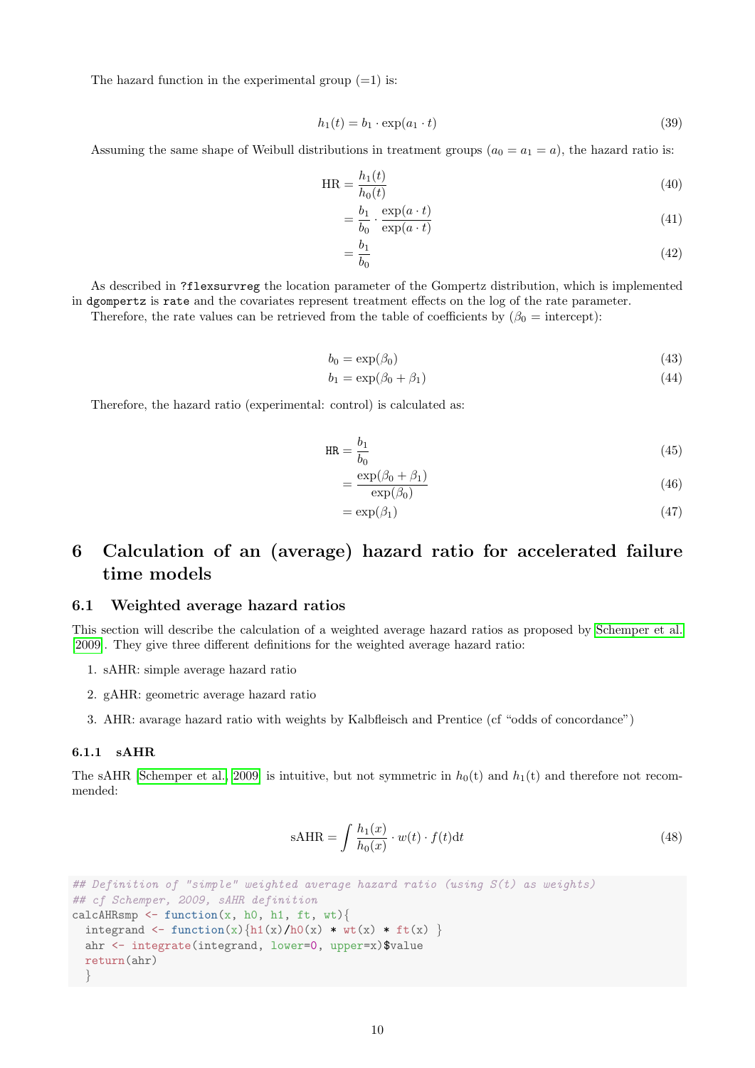The hazard function in the experimental group (=1) is:

$$h_1(t) = b_1 \cdot \exp(a_1 \cdot t) \tag{39}$$

Assuming the same shape of Weibull distributions in treatment groups ($a_0 = a_1 = a$), the hazard ratio is:

$$\begin{aligned}
\text{HR} &= \frac{h_1(t)}{h_0(t)} && (40)\\
&= \frac{b_1}{b_0} \cdot \frac{\exp(a \cdot t)}{\exp(a \cdot t)} && (41)\\
&= \frac{b_1}{b_0} && (42)
\end{aligned}$$

As described in `?flexsurvreg` the location parameter of the Gompertz distribution, which is implemented in `dgompertz` is `rate` and the covariates represent treatment effects on the log of the rate parameter.

Therefore, the rate values can be retrieved from the table of coefficients by ($\beta_0$ = intercept):

$$\begin{aligned}
b_0 &= \exp(\beta_0) && (43)\\
b_1 &= \exp(\beta_0 + \beta_1) && (44)
\end{aligned}$$

Therefore, the hazard ratio (experimental: control) is calculated as:

$$\begin{aligned}
\texttt{HR} &= \frac{b_1}{b_0} && (45)\\
&= \frac{\exp(\beta_0 + \beta_1)}{\exp(\beta_0)} && (46)\\
&= \exp(\beta_1) && (47)
\end{aligned}$$

# 6 Calculation of an (average) hazard ratio for accelerated failure time models

## 6.1 Weighted average hazard ratios

This section will describe the calculation of a weighted average hazard ratios as proposed by Schemper et al. [2009]. They give three different definitions for the weighted average hazard ratio:

1. sAHR: simple average hazard ratio
2. gAHR: geometric average hazard ratio
3. AHR: avarage hazard ratio with weights by Kalbfleisch and Prentice (cf "odds of concordance")

### 6.1.1 sAHR

The sAHR [Schemper et al., 2009] is intuitive, but not symmetric in $h_0$(t) and $h_1$(t) and therefore not recommended:

$$\text{sAHR} = \int \frac{h_1(x)}{h_0(x)} \cdot w(t) \cdot f(t)\text{d}t \tag{48}$$

```
## Definition of "simple" weighted average hazard ratio (using S(t) as weights)
## cf Schemper, 2009, sAHR definition
calcAHRsmp <- function(x, h0, h1, ft, wt){
  integrand <- function(x){h1(x)/h0(x) * wt(x) * ft(x) }
  ahr <- integrate(integrand, lower=0, upper=x)$value
  return(ahr)
  }
```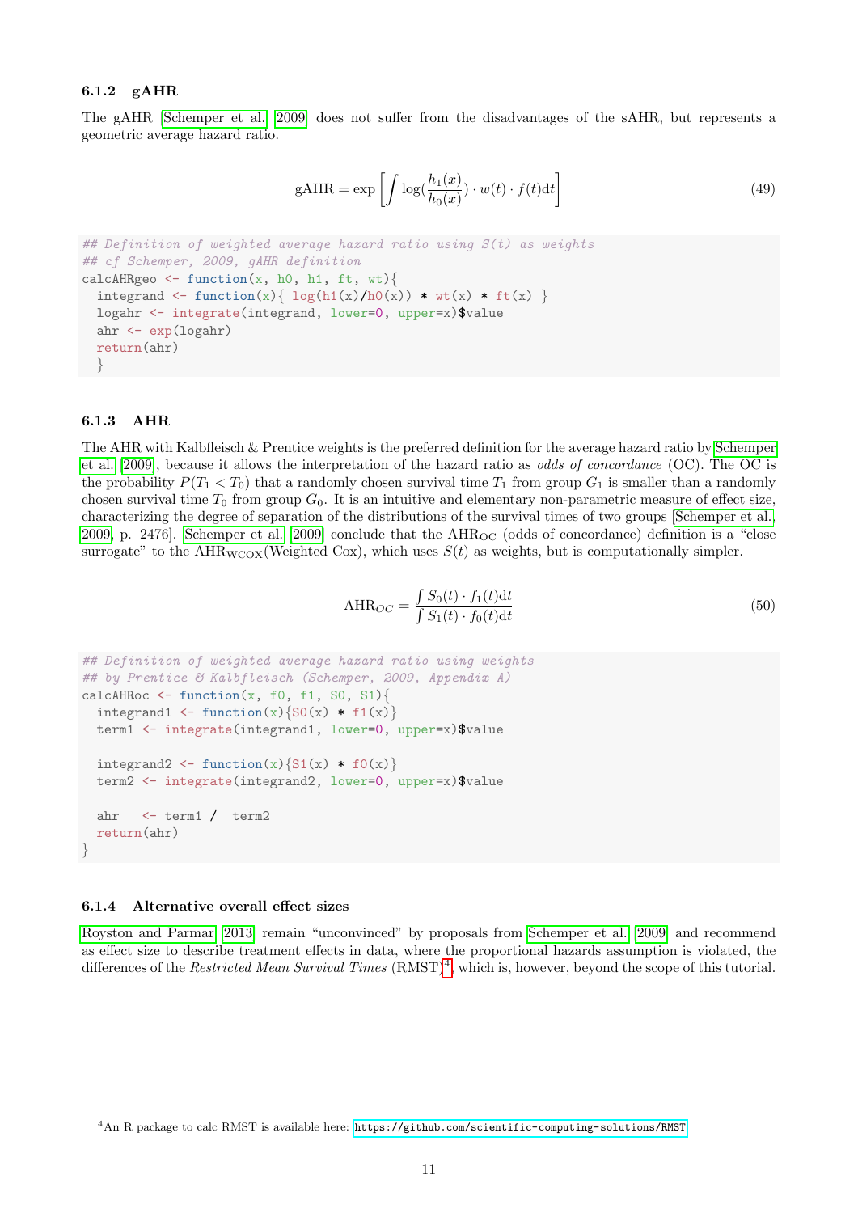### 6.1.2 gAHR

The gAHR [Schemper et al., 2009] does not suffer from the disadvantages of the sAHR, but represents a geometric average hazard ratio.

$$\text{gAHR} = \exp\left[\int \log(\frac{h_1(x)}{h_0(x)}) \cdot w(t) \cdot f(t)\mathrm{d}t\right] \tag{49}$$

```
## Definition of weighted average hazard ratio using S(t) as weights
## cf Schemper, 2009, gAHR definition
calcAHRgeo <- function(x, h0, h1, ft, wt){
  integrand <- function(x){ log(h1(x)/h0(x)) * wt(x) * ft(x) }
  logahr <- integrate(integrand, lower=0, upper=x)$value
  ahr <- exp(logahr)
  return(ahr)
  }
```

### 6.1.3 AHR

The AHR with Kalbfleisch & Prentice weights is the preferred definition for the average hazard ratio by Schemper et al. [2009], because it allows the interpretation of the hazard ratio as *odds of concordance* (OC). The OC is the probability $P(T_1 < T_0)$ that a randomly chosen survival time $T_1$ from group $G_1$ is smaller than a randomly chosen survival time $T_0$ from group $G_0$. It is an intuitive and elementary non-parametric measure of effect size, characterizing the degree of separation of the distributions of the survival times of two groups [Schemper et al., 2009, p. 2476]. Schemper et al. [2009] conclude that the $\text{AHR}_{\text{OC}}$ (odds of concordance) definition is a "close surrogate" to the $\text{AHR}_{\text{WCOX}}$(Weighted Cox), which uses $S(t)$ as weights, but is computationally simpler.

$$\text{AHR}_{OC} = \frac{\int S_0(t) \cdot f_1(t)\mathrm{d}t}{\int S_1(t) \cdot f_0(t)\mathrm{d}t} \tag{50}$$

```
## Definition of weighted average hazard ratio using weights
## by Prentice & Kalbfleisch (Schemper, 2009, Appendix A)
calcAHRoc <- function(x, f0, f1, S0, S1){
  integrand1 <- function(x){S0(x) * f1(x)}
  term1 <- integrate(integrand1, lower=0, upper=x)$value

  integrand2 <- function(x){S1(x) * f0(x)}
  term2 <- integrate(integrand2, lower=0, upper=x)$value

  ahr   <- term1 /  term2
  return(ahr)
}
```

### 6.1.4 Alternative overall effect sizes

Royston and Parmar [2013] remain "unconvinced" by proposals from Schemper et al. [2009] and recommend as effect size to describe treatment effects in data, where the proportional hazards assumption is violated, the differences of the *Restricted Mean Survival Times* (RMST)[4], which is, however, beyond the scope of this tutorial.

[4] An R package to calc RMST is available here: https://github.com/scientific-computing-solutions/RMST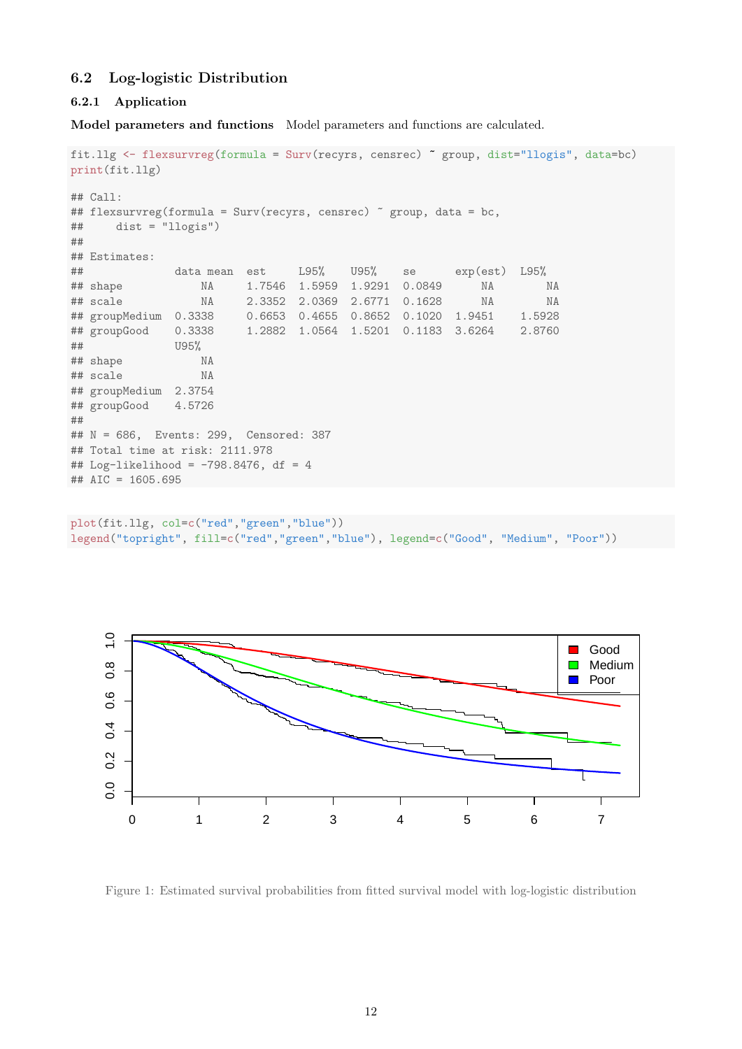## 6.2 Log-logistic Distribution

### 6.2.1 Application

**Model parameters and functions** Model parameters and functions are calculated.

```
fit.llg <- flexsurvreg(formula = Surv(recyrs, censrec) ~ group, dist="llogis", data=bc)
print(fit.llg)

## Call:
## flexsurvreg(formula = Surv(recyrs, censrec) ~ group, data = bc,
##     dist = "llogis")
##
## Estimates:
##              data mean  est     L95%    U95%    se      exp(est)  L95%
## shape            NA     1.7546  1.5959  1.9291  0.0849      NA        NA
## scale            NA     2.3352  2.0369  2.6771  0.1628      NA        NA
## groupMedium  0.3338     0.6653  0.4655  0.8652  0.1020  1.9451    1.5928
## groupGood    0.3338     1.2882  1.0564  1.5201  0.1183  3.6264    2.8760
##              U95%
## shape            NA
## scale            NA
## groupMedium  2.3754
## groupGood    4.5726
##
## N = 686,  Events: 299,  Censored: 387
## Total time at risk: 2111.978
## Log-likelihood = -798.8476, df = 4
## AIC = 1605.695
```

```
plot(fit.llg, col=c("red","green","blue"))
legend("topright", fill=c("red","green","blue"), legend=c("Good", "Medium", "Poor"))
```

Figure 1: Estimated survival probabilities from fitted survival model with log-logistic distribution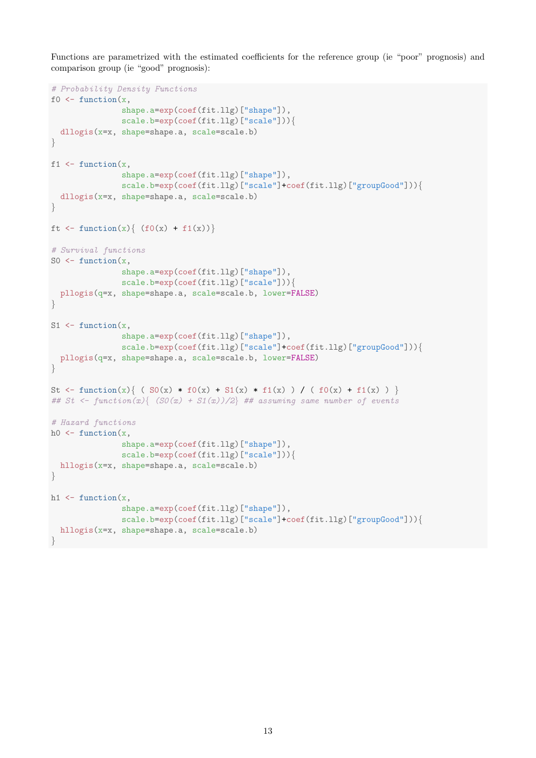Functions are parametrized with the estimated coefficients for the reference group (ie “poor” prognosis) and comparison group (ie “good” prognosis):

```
# Probability Density Functions
f0 <- function(x,
               shape.a=exp(coef(fit.llg)["shape"]),
               scale.b=exp(coef(fit.llg)["scale"])){
  dllogis(x=x, shape=shape.a, scale=scale.b)
}

f1 <- function(x,
               shape.a=exp(coef(fit.llg)["shape"]),
               scale.b=exp(coef(fit.llg)["scale"]+coef(fit.llg)["groupGood"])){
  dllogis(x=x, shape=shape.a, scale=scale.b)
}

ft <- function(x){ (f0(x) + f1(x))}

# Survival functions
S0 <- function(x,
               shape.a=exp(coef(fit.llg)["shape"]),
               scale.b=exp(coef(fit.llg)["scale"])){
  pllogis(q=x, shape=shape.a, scale=scale.b, lower=FALSE)
}

S1 <- function(x,
               shape.a=exp(coef(fit.llg)["shape"]),
               scale.b=exp(coef(fit.llg)["scale"]+coef(fit.llg)["groupGood"])){
  pllogis(q=x, shape=shape.a, scale=scale.b, lower=FALSE)
}

St <- function(x){ ( S0(x) * f0(x) + S1(x) * f1(x) ) / ( f0(x) + f1(x) ) }
## St <- function(x){ (S0(x) + S1(x))/2} ## assuming same number of events

# Hazard functions
h0 <- function(x,
               shape.a=exp(coef(fit.llg)["shape"]),
               scale.b=exp(coef(fit.llg)["scale"])){
  hllogis(x=x, shape=shape.a, scale=scale.b)
}

h1 <- function(x,
               shape.a=exp(coef(fit.llg)["shape"]),
               scale.b=exp(coef(fit.llg)["scale"]+coef(fit.llg)["groupGood"])){
  hllogis(x=x, shape=shape.a, scale=scale.b)
}
```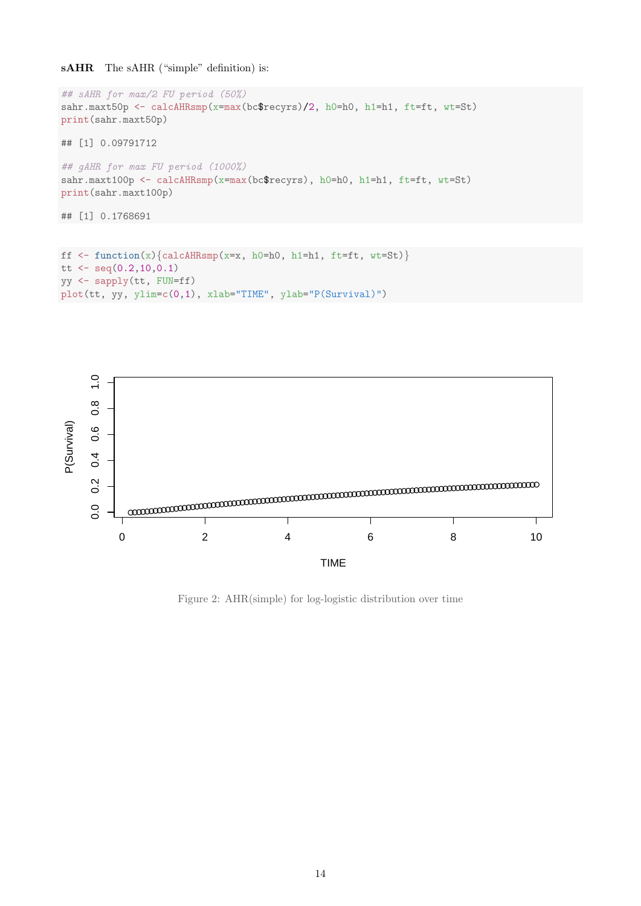**sAHR** The sAHR ("simple" definition) is:

```
## sAHR for max/2 FU period (50%)
sahr.maxt50p <- calcAHRsmp(x=max(bc$recyrs)/2, h0=h0, h1=h1, ft=ft, wt=St)
print(sahr.maxt50p)

## [1] 0.09791712

## gAHR for max FU period (1000%)
sahr.maxt100p <- calcAHRsmp(x=max(bc$recyrs), h0=h0, h1=h1, ft=ft, wt=St)
print(sahr.maxt100p)

## [1] 0.1768691
```

```
ff <- function(x){calcAHRsmp(x=x, h0=h0, h1=h1, ft=ft, wt=St)}
tt <- seq(0.2,10,0.1)
yy <- sapply(tt, FUN=ff)
plot(tt, yy, ylim=c(0,1), xlab="TIME", ylab="P(Survival)")
```

Figure 2: AHR(simple) for log-logistic distribution over time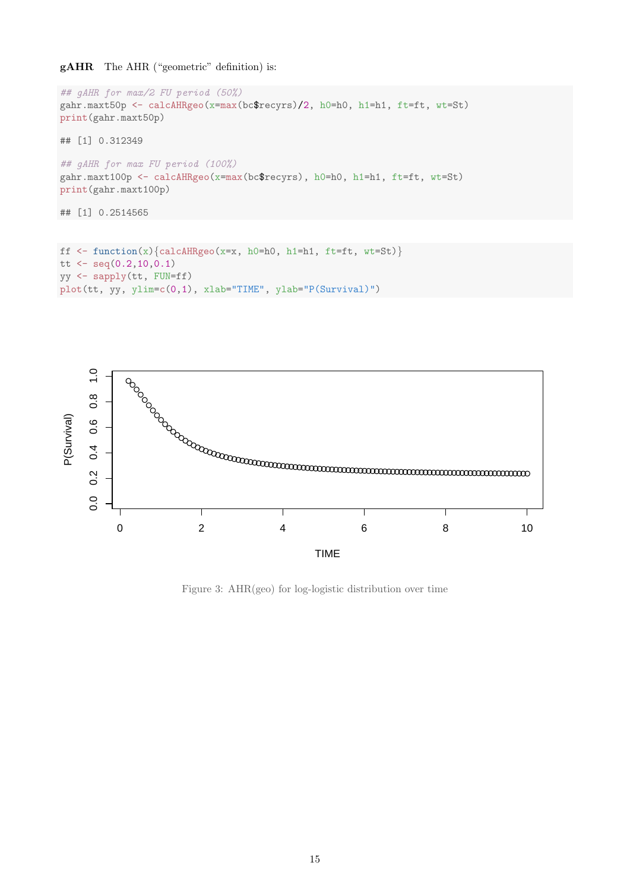**gAHR** The AHR ("geometric" definition) is:

```
## gAHR for max/2 FU period (50%)
gahr.maxt50p <- calcAHRgeo(x=max(bc$recyrs)/2, h0=h0, h1=h1, ft=ft, wt=St)
print(gahr.maxt50p)

## [1] 0.312349

## gAHR for max FU period (100%)
gahr.maxt100p <- calcAHRgeo(x=max(bc$recyrs), h0=h0, h1=h1, ft=ft, wt=St)
print(gahr.maxt100p)

## [1] 0.2514565
```

```
ff <- function(x){calcAHRgeo(x=x, h0=h0, h1=h1, ft=ft, wt=St)}
tt <- seq(0.2,10,0.1)
yy <- sapply(tt, FUN=ff)
plot(tt, yy, ylim=c(0,1), xlab="TIME", ylab="P(Survival)")
```

Figure 3: AHR(geo) for log-logistic distribution over time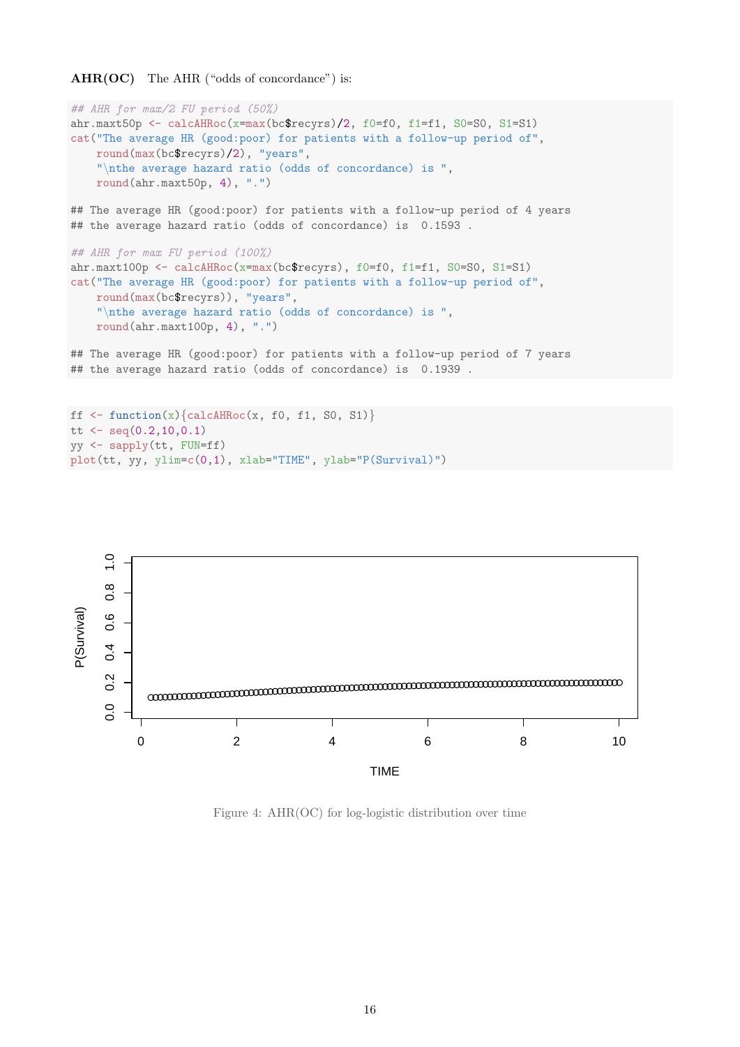**AHR(OC)** The AHR ("odds of concordance") is:

```
## AHR for max/2 FU period (50%)
ahr.maxt50p <- calcAHRoc(x=max(bc$recyrs)/2, f0=f0, f1=f1, S0=S0, S1=S1)
cat("The average HR (good:poor) for patients with a follow-up period of",
    round(max(bc$recyrs)/2), "years",
    "\nthe average hazard ratio (odds of concordance) is ",
    round(ahr.maxt50p, 4), ".")

## The average HR (good:poor) for patients with a follow-up period of 4 years
## the average hazard ratio (odds of concordance) is  0.1593 .

## AHR for max FU period (100%)
ahr.maxt100p <- calcAHRoc(x=max(bc$recyrs), f0=f0, f1=f1, S0=S0, S1=S1)
cat("The average HR (good:poor) for patients with a follow-up period of",
    round(max(bc$recyrs)), "years",
    "\nthe average hazard ratio (odds of concordance) is ",
    round(ahr.maxt100p, 4), ".")

## The average HR (good:poor) for patients with a follow-up period of 7 years
## the average hazard ratio (odds of concordance) is  0.1939 .
```

```
ff <- function(x){calcAHRoc(x, f0, f1, S0, S1)}
tt <- seq(0.2,10,0.1)
yy <- sapply(tt, FUN=ff)
plot(tt, yy, ylim=c(0,1), xlab="TIME", ylab="P(Survival)")
```

Figure 4: AHR(OC) for log-logistic distribution over time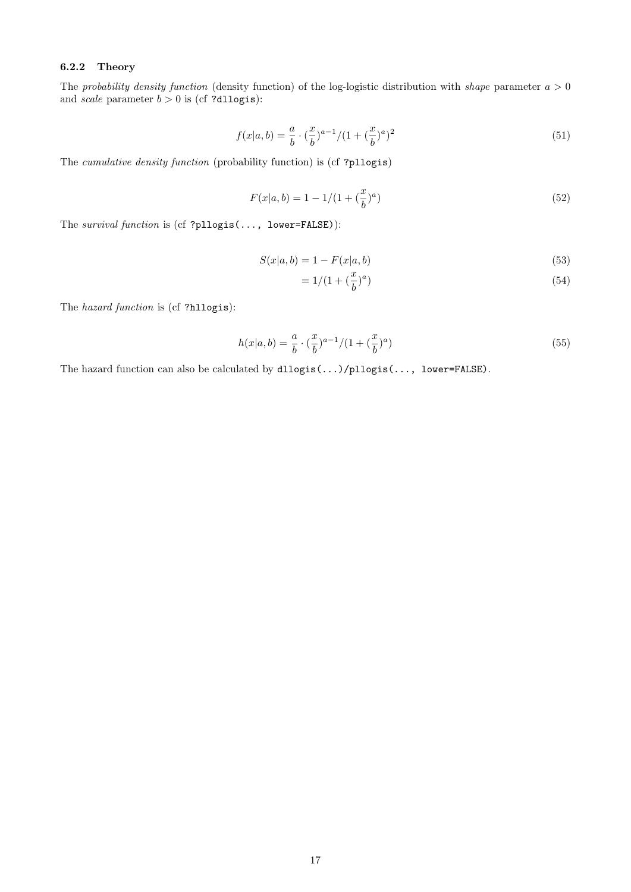### 6.2.2 Theory

The *probability density function* (density function) of the log-logistic distribution with *shape* parameter $a > 0$ and *scale* parameter $b > 0$ is (cf `?dllogis`):

$$f(x|a,b) = \frac{a}{b} \cdot (\frac{x}{b})^{a-1} / (1 + (\frac{x}{b})^a)^2 \tag{51}$$

The *cumulative density function* (probability function) is (cf `?pllogis`)

$$F(x|a,b) = 1 - 1/(1 + (\frac{x}{b})^a) \tag{52}$$

The *survival function* is (cf `?pllogis(..., lower=FALSE)`):

$$S(x|a,b) = 1 - F(x|a,b) \tag{53}$$

$$= 1/(1 + (\frac{x}{b})^a) \tag{54}$$

The *hazard function* is (cf `?hllogis`):

$$h(x|a,b) = \frac{a}{b} \cdot (\frac{x}{b})^{a-1} / (1 + (\frac{x}{b})^a) \tag{55}$$

The hazard function can also be calculated by `dllogis(...)/pllogis(..., lower=FALSE)`.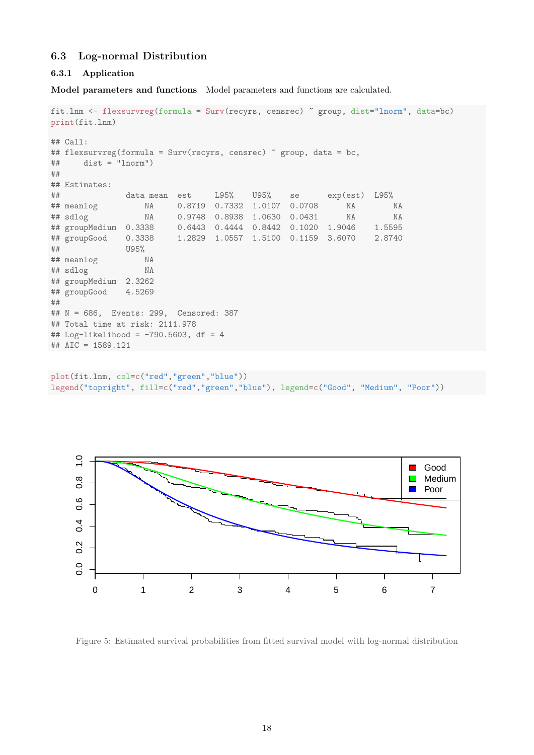### 6.3 Log-normal Distribution

#### 6.3.1 Application

**Model parameters and functions** Model parameters and functions are calculated.

```
fit.lnm <- flexsurvreg(formula = Surv(recyrs, censrec) ~ group, dist="lnorm", data=bc)
print(fit.lnm)

## Call:
## flexsurvreg(formula = Surv(recyrs, censrec) ~ group, data = bc,
##     dist = "lnorm")
##
## Estimates:
##              data mean  est     L95%    U95%    se      exp(est)  L95%
## meanlog          NA     0.8719  0.7332  1.0107  0.0708      NA        NA
## sdlog            NA     0.9748  0.8938  1.0630  0.0431      NA        NA
## groupMedium  0.3338     0.6443  0.4444  0.8442  0.1020  1.9046    1.5595
## groupGood    0.3338     1.2829  1.0557  1.5100  0.1159  3.6070    2.8740
##              U95%
## meanlog          NA
## sdlog            NA
## groupMedium  2.3262
## groupGood    4.5269
##
## N = 686,  Events: 299,  Censored: 387
## Total time at risk: 2111.978
## Log-likelihood = -790.5603, df = 4
## AIC = 1589.121
```

```
plot(fit.lnm, col=c("red","green","blue"))
legend("topright", fill=c("red","green","blue"), legend=c("Good", "Medium", "Poor"))
```

Figure 5: Estimated survival probabilities from fitted survival model with log-normal distribution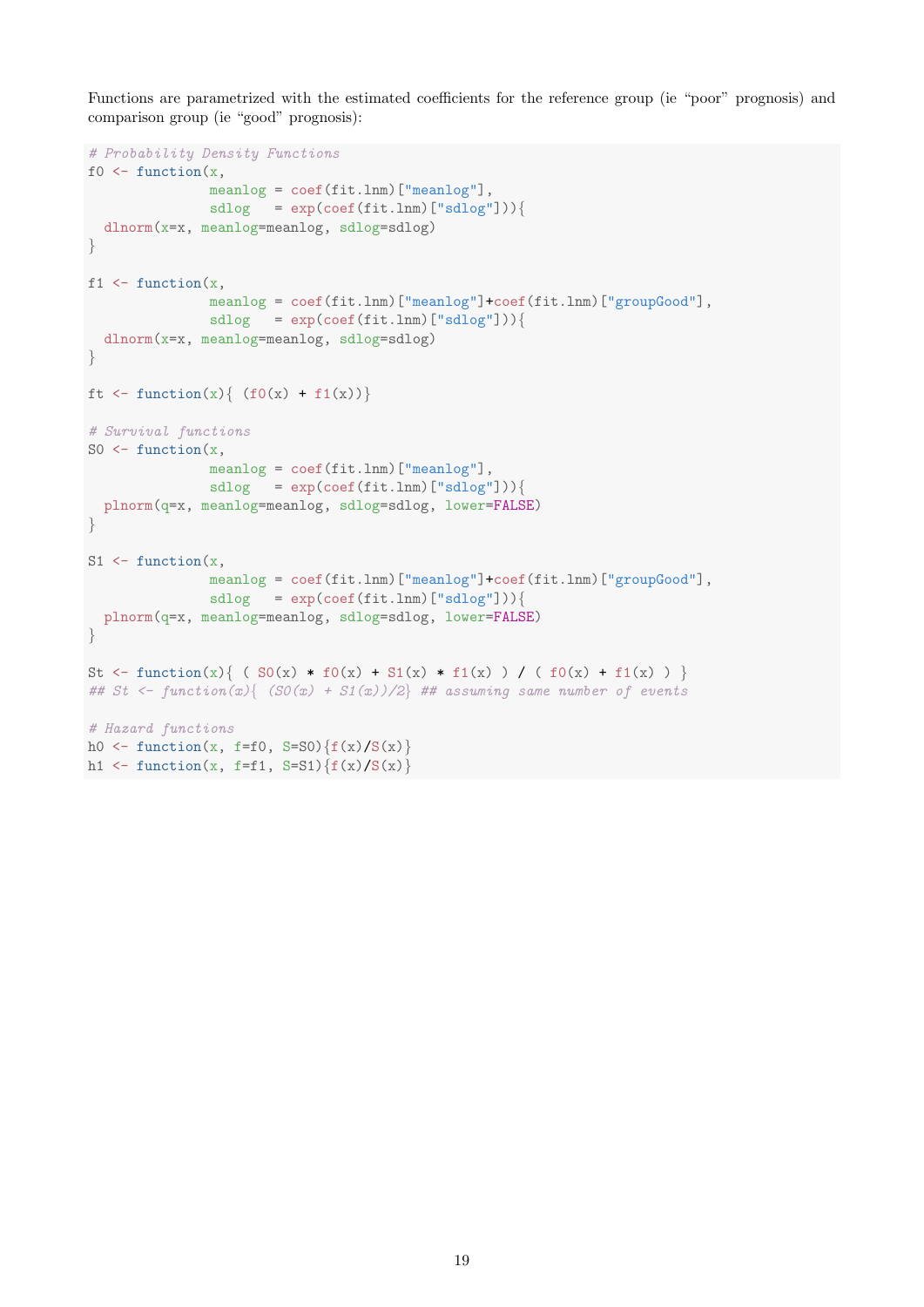Functions are parametrized with the estimated coefficients for the reference group (ie "poor" prognosis) and comparison group (ie "good" prognosis):

```
# Probability Density Functions
f0 <- function(x,
               meanlog = coef(fit.lnm)["meanlog"],
               sdlog   = exp(coef(fit.lnm)["sdlog"])){
  dlnorm(x=x, meanlog=meanlog, sdlog=sdlog)
}

f1 <- function(x,
               meanlog = coef(fit.lnm)["meanlog"]+coef(fit.lnm)["groupGood"],
               sdlog   = exp(coef(fit.lnm)["sdlog"])){
  dlnorm(x=x, meanlog=meanlog, sdlog=sdlog)
}

ft <- function(x){ (f0(x) + f1(x))}

# Survival functions
S0 <- function(x,
               meanlog = coef(fit.lnm)["meanlog"],
               sdlog   = exp(coef(fit.lnm)["sdlog"])){
  plnorm(q=x, meanlog=meanlog, sdlog=sdlog, lower=FALSE)
}

S1 <- function(x,
               meanlog = coef(fit.lnm)["meanlog"]+coef(fit.lnm)["groupGood"],
               sdlog   = exp(coef(fit.lnm)["sdlog"])){
  plnorm(q=x, meanlog=meanlog, sdlog=sdlog, lower=FALSE)
}

St <- function(x){ ( S0(x) * f0(x) + S1(x) * f1(x) ) / ( f0(x) + f1(x) ) }
## St <- function(x){ (S0(x) + S1(x))/2} ## assuming same number of events

# Hazard functions
h0 <- function(x, f=f0, S=S0){f(x)/S(x)}
h1 <- function(x, f=f1, S=S1){f(x)/S(x)}
```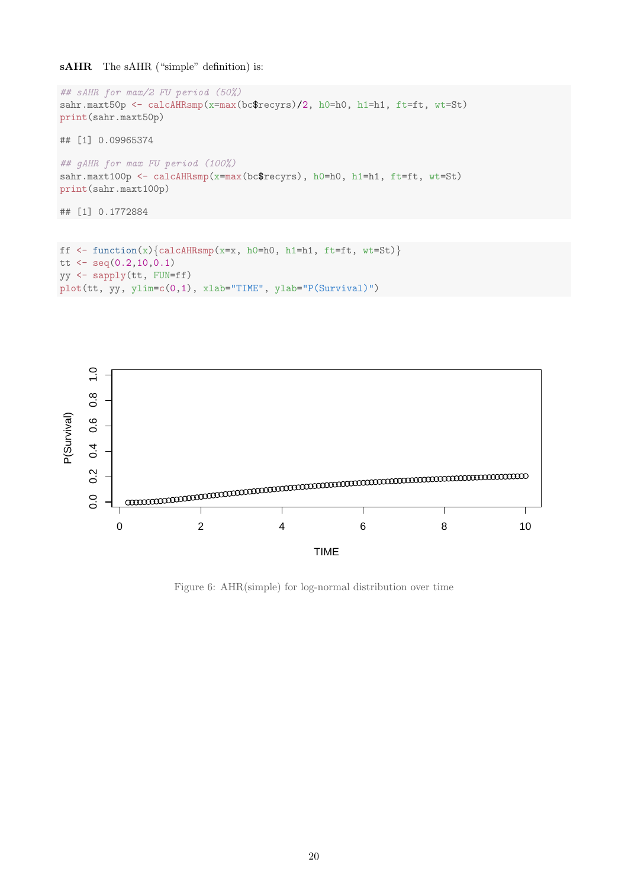**sAHR** The sAHR ("simple" definition) is:

```
## sAHR for max/2 FU period (50%)
sahr.maxt50p <- calcAHRsmp(x=max(bc$recyrs)/2, h0=h0, h1=h1, ft=ft, wt=St)
print(sahr.maxt50p)

## [1] 0.09965374

## gAHR for max FU period (100%)
sahr.maxt100p <- calcAHRsmp(x=max(bc$recyrs), h0=h0, h1=h1, ft=ft, wt=St)
print(sahr.maxt100p)

## [1] 0.1772884
```

```
ff <- function(x){calcAHRsmp(x=x, h0=h0, h1=h1, ft=ft, wt=St)}
tt <- seq(0.2,10,0.1)
yy <- sapply(tt, FUN=ff)
plot(tt, yy, ylim=c(0,1), xlab="TIME", ylab="P(Survival)")
```

Figure 6: AHR(simple) for log-normal distribution over time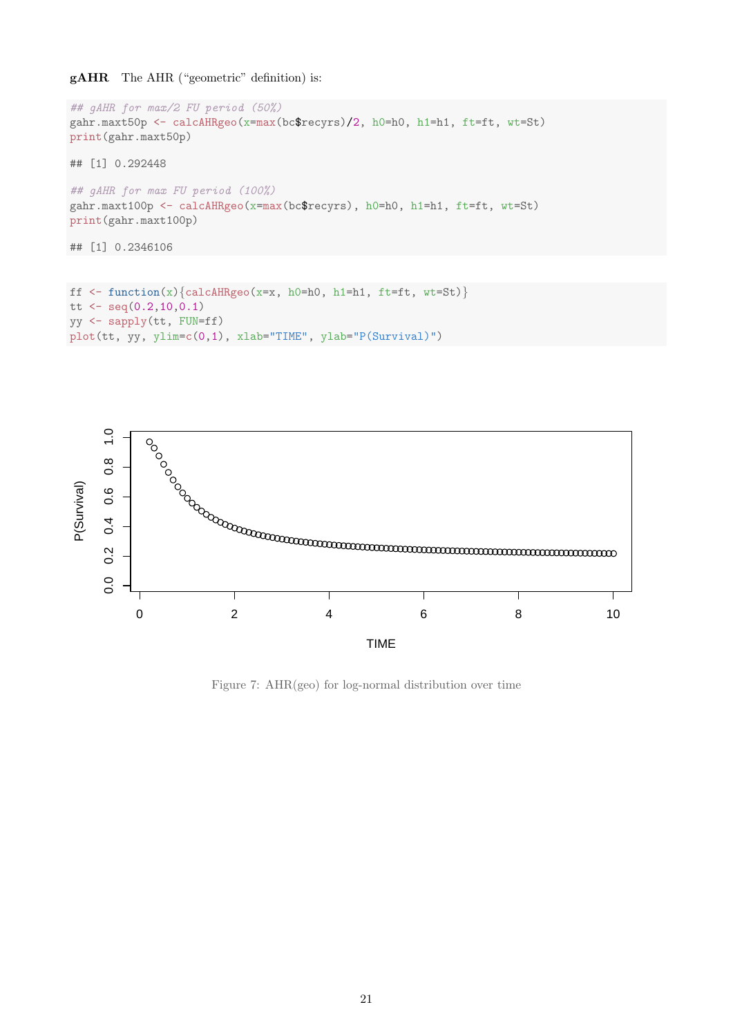**gAHR** The AHR ("geometric" definition) is:

```
## gAHR for max/2 FU period (50%)
gahr.maxt50p <- calcAHRgeo(x=max(bc$recyrs)/2, h0=h0, h1=h1, ft=ft, wt=St)
print(gahr.maxt50p)

## [1] 0.292448

## gAHR for max FU period (100%)
gahr.maxt100p <- calcAHRgeo(x=max(bc$recyrs), h0=h0, h1=h1, ft=ft, wt=St)
print(gahr.maxt100p)

## [1] 0.2346106
```

```
ff <- function(x){calcAHRgeo(x=x, h0=h0, h1=h1, ft=ft, wt=St)}
tt <- seq(0.2,10,0.1)
yy <- sapply(tt, FUN=ff)
plot(tt, yy, ylim=c(0,1), xlab="TIME", ylab="P(Survival)")
```

Figure 7: AHR(geo) for log-normal distribution over time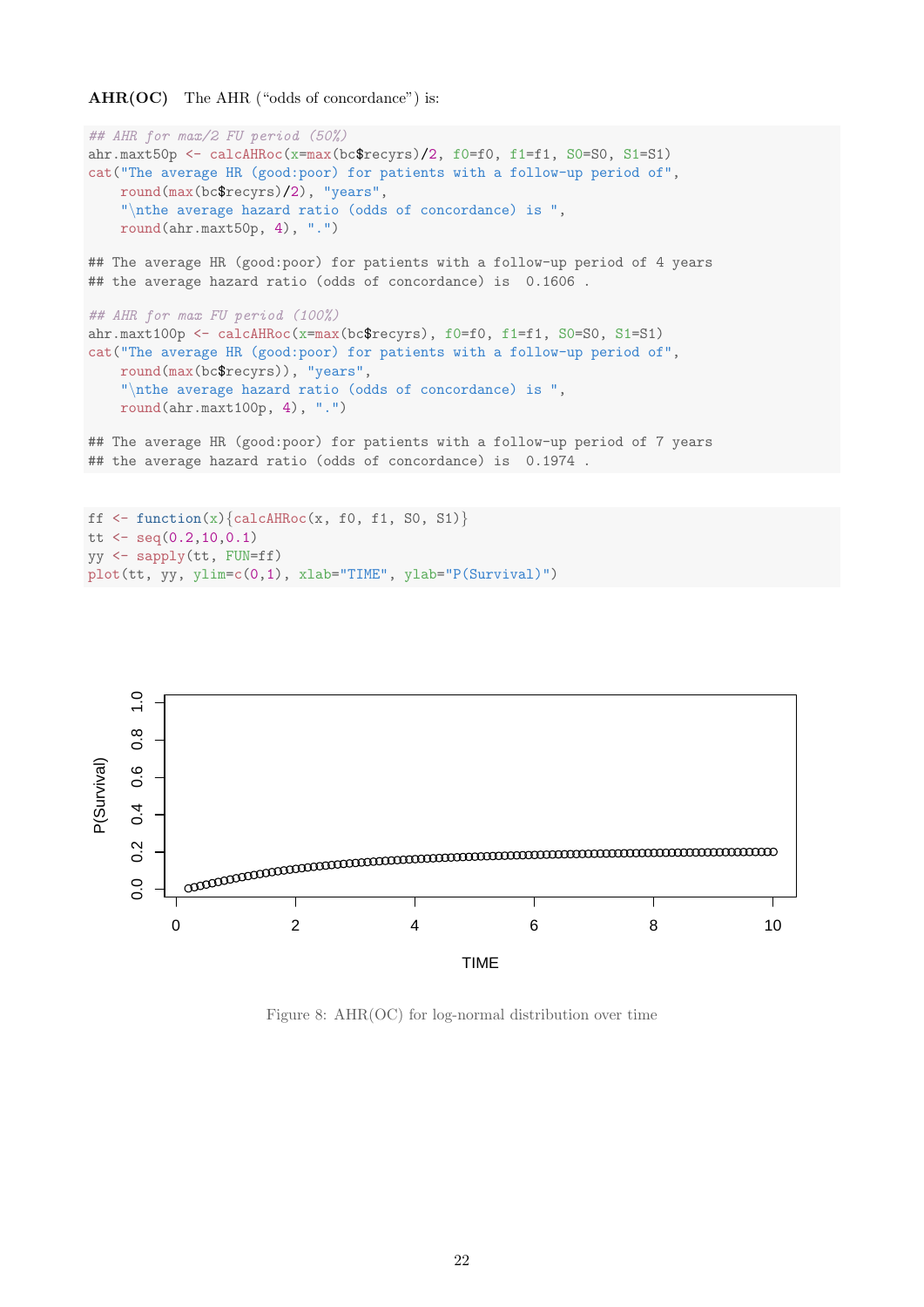**AHR(OC)** The AHR ("odds of concordance") is:

```
## AHR for max/2 FU period (50%)
ahr.maxt50p <- calcAHRoc(x=max(bc$recyrs)/2, f0=f0, f1=f1, S0=S0, S1=S1)
cat("The average HR (good:poor) for patients with a follow-up period of",
    round(max(bc$recyrs)/2), "years",
    "\nthe average hazard ratio (odds of concordance) is ",
    round(ahr.maxt50p, 4), ".")

## The average HR (good:poor) for patients with a follow-up period of 4 years
## the average hazard ratio (odds of concordance) is  0.1606 .

## AHR for max FU period (100%)
ahr.maxt100p <- calcAHRoc(x=max(bc$recyrs), f0=f0, f1=f1, S0=S0, S1=S1)
cat("The average HR (good:poor) for patients with a follow-up period of",
    round(max(bc$recyrs)), "years",
    "\nthe average hazard ratio (odds of concordance) is ",
    round(ahr.maxt100p, 4), ".")

## The average HR (good:poor) for patients with a follow-up period of 7 years
## the average hazard ratio (odds of concordance) is  0.1974 .
```

```
ff <- function(x){calcAHRoc(x, f0, f1, S0, S1)}
tt <- seq(0.2,10,0.1)
yy <- sapply(tt, FUN=ff)
plot(tt, yy, ylim=c(0,1), xlab="TIME", ylab="P(Survival)")
```

Figure 8: AHR(OC) for log-normal distribution over time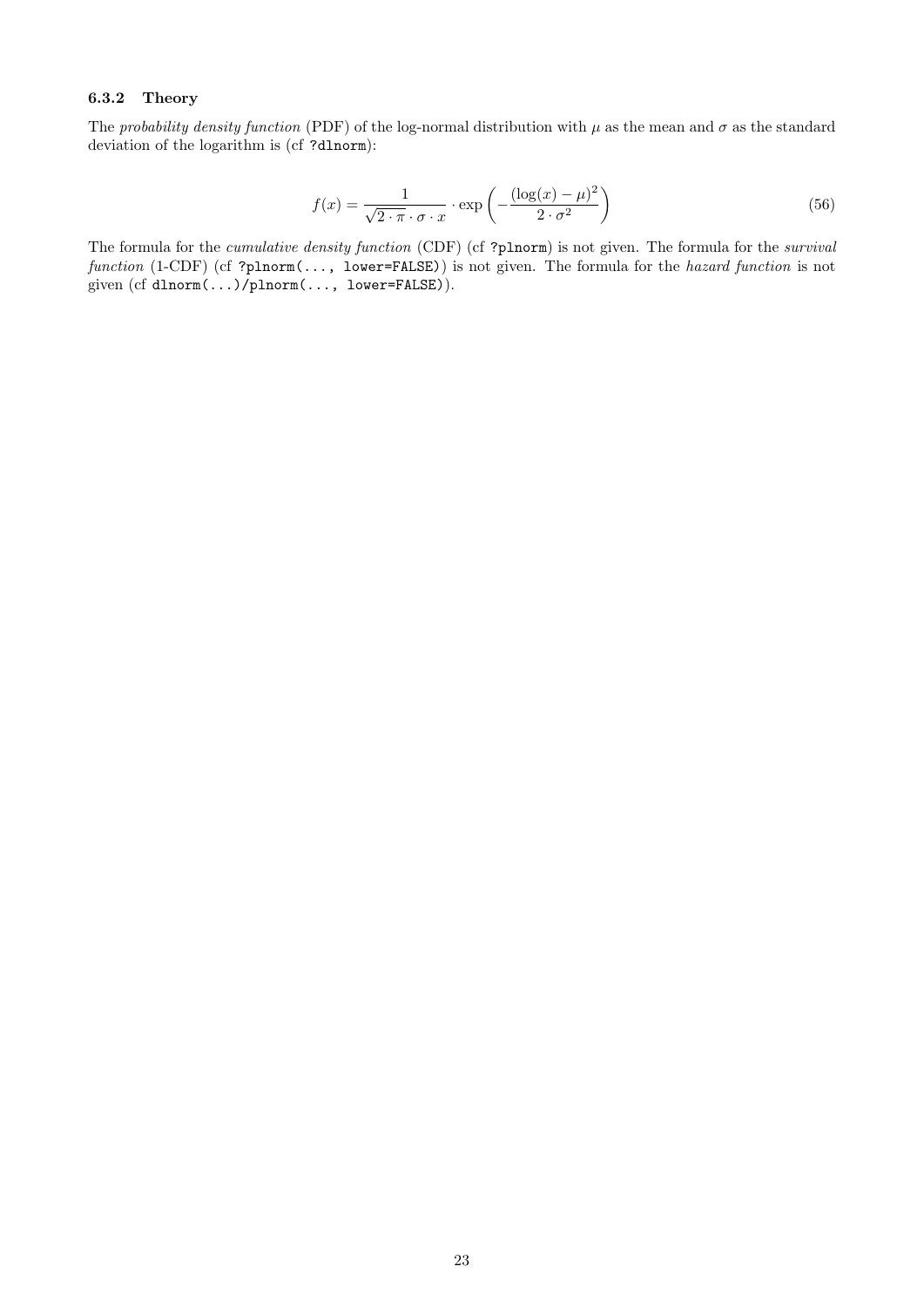### 6.3.2 Theory

The *probability density function* (PDF) of the log-normal distribution with $\mu$ as the mean and $\sigma$ as the standard deviation of the logarithm is (cf `?dlnorm`):

$$f(x) = \frac{1}{\sqrt{2 \cdot \pi} \cdot \sigma \cdot x} \cdot \exp\left(-\frac{(\log(x) - \mu)^2}{2 \cdot \sigma^2}\right) \tag{56}$$

The formula for the *cumulative density function* (CDF) (cf `?plnorm`) is not given. The formula for the *survival function* (1-CDF) (cf `?plnorm(..., lower=FALSE)`) is not given. The formula for the *hazard function* is not given (cf `dlnorm(...)/plnorm(..., lower=FALSE)`).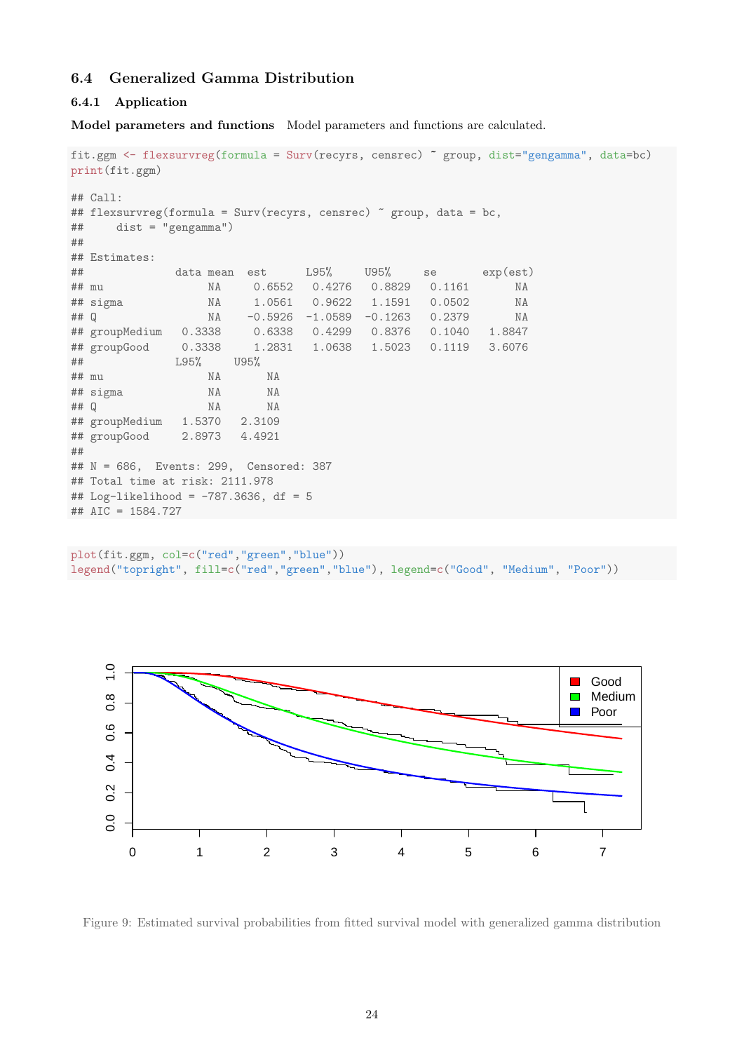### 6.4 Generalized Gamma Distribution

#### 6.4.1 Application

**Model parameters and functions** Model parameters and functions are calculated.

```
fit.ggm <- flexsurvreg(formula = Surv(recyrs, censrec) ~ group, dist="gengamma", data=bc)
print(fit.ggm)

## Call:
## flexsurvreg(formula = Surv(recyrs, censrec) ~ group, data = bc,
##     dist = "gengamma")
##
## Estimates:
##              data mean  est      L95%     U95%     se       exp(est)
## mu               NA     0.6552   0.4276   0.8829   0.1161       NA
## sigma            NA     1.0561   0.9622   1.1591   0.0502       NA
## Q                NA    -0.5926  -1.0589  -0.1263   0.2379       NA
## groupMedium   0.3338    0.6338   0.4299   0.8376   0.1040   1.8847
## groupGood     0.3338    1.2831   1.0638   1.5023   0.1119   3.6076
##              L95%     U95%
## mu               NA       NA
## sigma            NA       NA
## Q                NA       NA
## groupMedium   1.5370   2.3109
## groupGood     2.8973   4.4921
##
## N = 686,  Events: 299,  Censored: 387
## Total time at risk: 2111.978
## Log-likelihood = -787.3636, df = 5
## AIC = 1584.727
```

```
plot(fit.ggm, col=c("red","green","blue"))
legend("topright", fill=c("red","green","blue"), legend=c("Good", "Medium", "Poor"))
```

Figure 9: Estimated survival probabilities from fitted survival model with generalized gamma distribution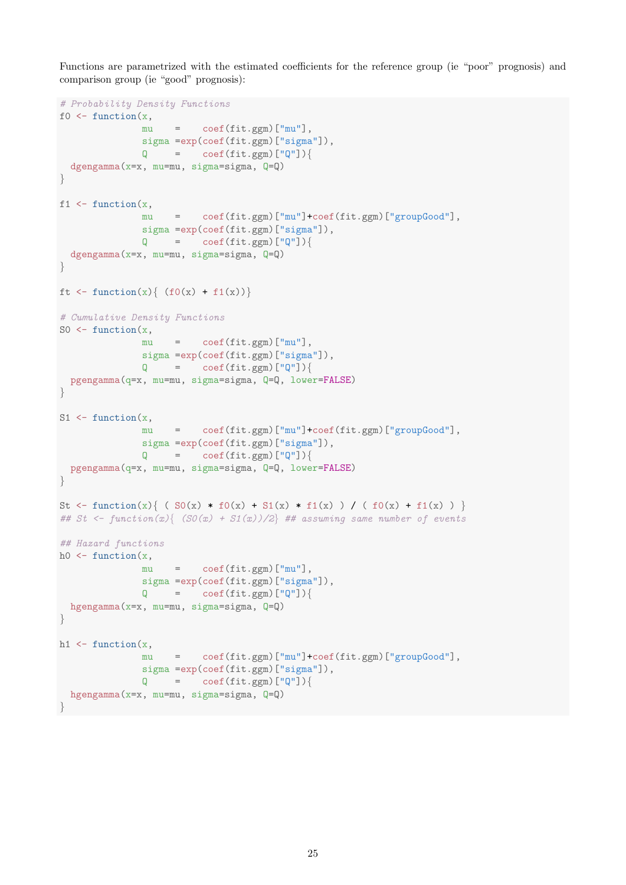Functions are parametrized with the estimated coefficients for the reference group (ie "poor" prognosis) and comparison group (ie "good" prognosis):

```
# Probability Density Functions
f0 <- function(x,
               mu    =    coef(fit.ggm)["mu"],
               sigma =exp(coef(fit.ggm)["sigma"]),
               Q     =    coef(fit.ggm)["Q"]){
  dgengamma(x=x, mu=mu, sigma=sigma, Q=Q)
}

f1 <- function(x,
               mu    =    coef(fit.ggm)["mu"]+coef(fit.ggm)["groupGood"],
               sigma =exp(coef(fit.ggm)["sigma"]),
               Q     =    coef(fit.ggm)["Q"]){
  dgengamma(x=x, mu=mu, sigma=sigma, Q=Q)
}

ft <- function(x){ (f0(x) + f1(x))}

# Cumulative Density Functions
S0 <- function(x,
               mu    =    coef(fit.ggm)["mu"],
               sigma =exp(coef(fit.ggm)["sigma"]),
               Q     =    coef(fit.ggm)["Q"]){
  pgengamma(q=x, mu=mu, sigma=sigma, Q=Q, lower=FALSE)
}

S1 <- function(x,
               mu    =    coef(fit.ggm)["mu"]+coef(fit.ggm)["groupGood"],
               sigma =exp(coef(fit.ggm)["sigma"]),
               Q     =    coef(fit.ggm)["Q"]){
  pgengamma(q=x, mu=mu, sigma=sigma, Q=Q, lower=FALSE)
}

St <- function(x){ ( S0(x) * f0(x) + S1(x) * f1(x) ) / ( f0(x) + f1(x) ) }
## St <- function(x){ (S0(x) + S1(x))/2} ## assuming same number of events

## Hazard functions
h0 <- function(x,
               mu    =    coef(fit.ggm)["mu"],
               sigma =exp(coef(fit.ggm)["sigma"]),
               Q     =    coef(fit.ggm)["Q"]){
  hgengamma(x=x, mu=mu, sigma=sigma, Q=Q)
}

h1 <- function(x,
               mu    =    coef(fit.ggm)["mu"]+coef(fit.ggm)["groupGood"],
               sigma =exp(coef(fit.ggm)["sigma"]),
               Q     =    coef(fit.ggm)["Q"]){
  hgengamma(x=x, mu=mu, sigma=sigma, Q=Q)
}
```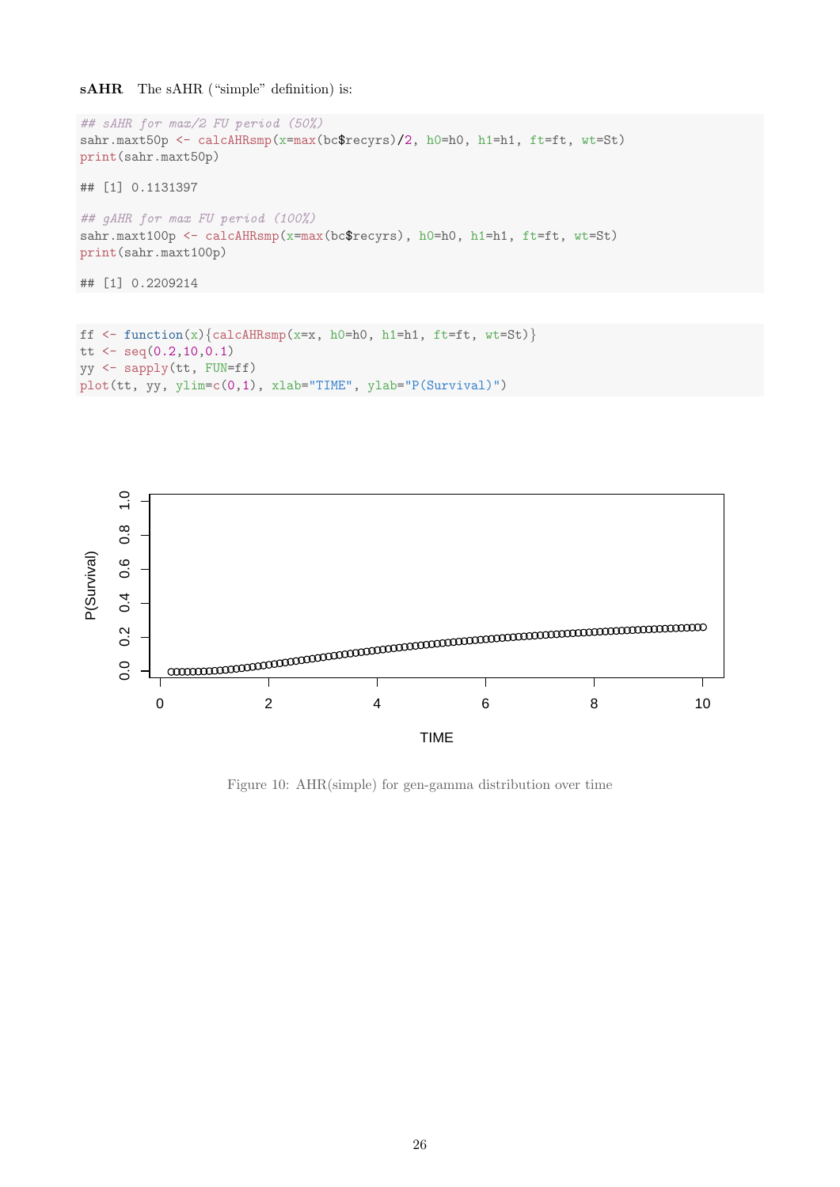**sAHR** The sAHR ("simple" definition) is:

```
## sAHR for max/2 FU period (50%)
sahr.maxt50p <- calcAHRsmp(x=max(bc$recyrs)/2, h0=h0, h1=h1, ft=ft, wt=St)
print(sahr.maxt50p)

## [1] 0.1131397

## gAHR for max FU period (100%)
sahr.maxt100p <- calcAHRsmp(x=max(bc$recyrs), h0=h0, h1=h1, ft=ft, wt=St)
print(sahr.maxt100p)

## [1] 0.2209214
```

```
ff <- function(x){calcAHRsmp(x=x, h0=h0, h1=h1, ft=ft, wt=St)}
tt <- seq(0.2,10,0.1)
yy <- sapply(tt, FUN=ff)
plot(tt, yy, ylim=c(0,1), xlab="TIME", ylab="P(Survival)")
```

Figure 10: AHR(simple) for gen-gamma distribution over time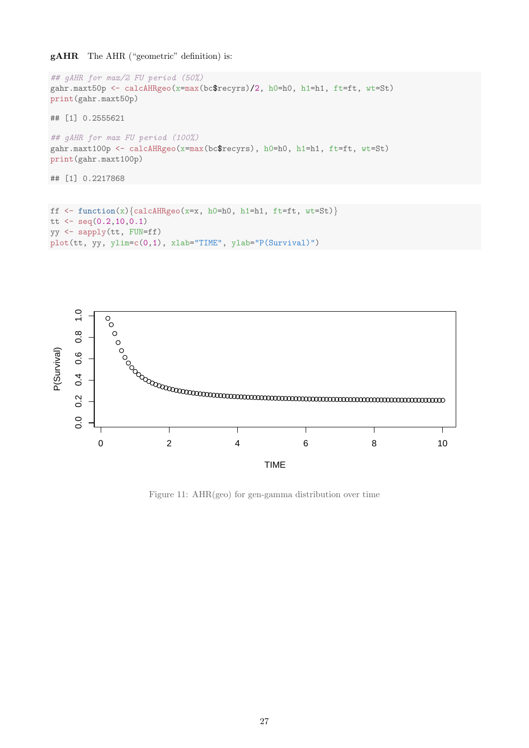**gAHR** The AHR ("geometric" definition) is:

```
## gAHR for max/2 FU period (50%)
gahr.maxt50p <- calcAHRgeo(x=max(bc$recyrs)/2, h0=h0, h1=h1, ft=ft, wt=St)
print(gahr.maxt50p)

## [1] 0.2555621

## gAHR for max FU period (100%)
gahr.maxt100p <- calcAHRgeo(x=max(bc$recyrs), h0=h0, h1=h1, ft=ft, wt=St)
print(gahr.maxt100p)

## [1] 0.2217868
```

```
ff <- function(x){calcAHRgeo(x=x, h0=h0, h1=h1, ft=ft, wt=St)}
tt <- seq(0.2,10,0.1)
yy <- sapply(tt, FUN=ff)
plot(tt, yy, ylim=c(0,1), xlab="TIME", ylab="P(Survival)")
```

Figure 11: AHR(geo) for gen-gamma distribution over time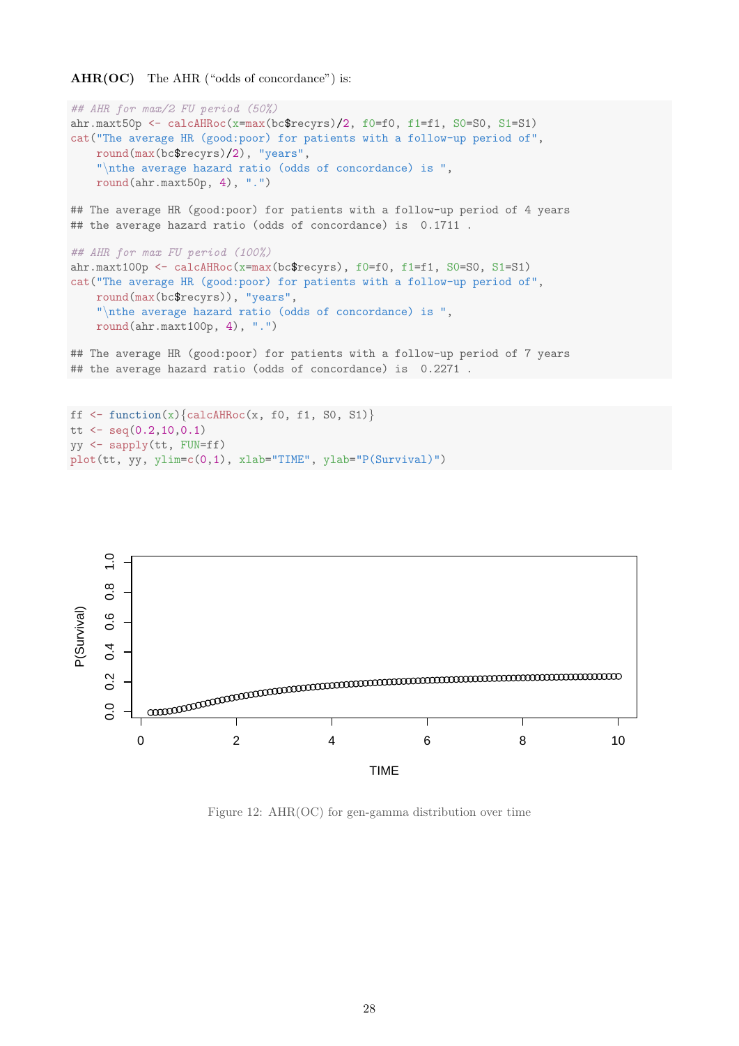**AHR(OC)** The AHR ("odds of concordance") is:

```
## AHR for max/2 FU period (50%)
ahr.maxt50p <- calcAHRoc(x=max(bc$recyrs)/2, f0=f0, f1=f1, S0=S0, S1=S1)
cat("The average HR (good:poor) for patients with a follow-up period of",
    round(max(bc$recyrs)/2), "years",
    "\nthe average hazard ratio (odds of concordance) is ",
    round(ahr.maxt50p, 4), ".")

## The average HR (good:poor) for patients with a follow-up period of 4 years
## the average hazard ratio (odds of concordance) is  0.1711 .

## AHR for max FU period (100%)
ahr.maxt100p <- calcAHRoc(x=max(bc$recyrs), f0=f0, f1=f1, S0=S0, S1=S1)
cat("The average HR (good:poor) for patients with a follow-up period of",
    round(max(bc$recyrs)), "years",
    "\nthe average hazard ratio (odds of concordance) is ",
    round(ahr.maxt100p, 4), ".")

## The average HR (good:poor) for patients with a follow-up period of 7 years
## the average hazard ratio (odds of concordance) is  0.2271 .
```

```
ff <- function(x){calcAHRoc(x, f0, f1, S0, S1)}
tt <- seq(0.2,10,0.1)
yy <- sapply(tt, FUN=ff)
plot(tt, yy, ylim=c(0,1), xlab="TIME", ylab="P(Survival)")
```

Figure 12: AHR(OC) for gen-gamma distribution over time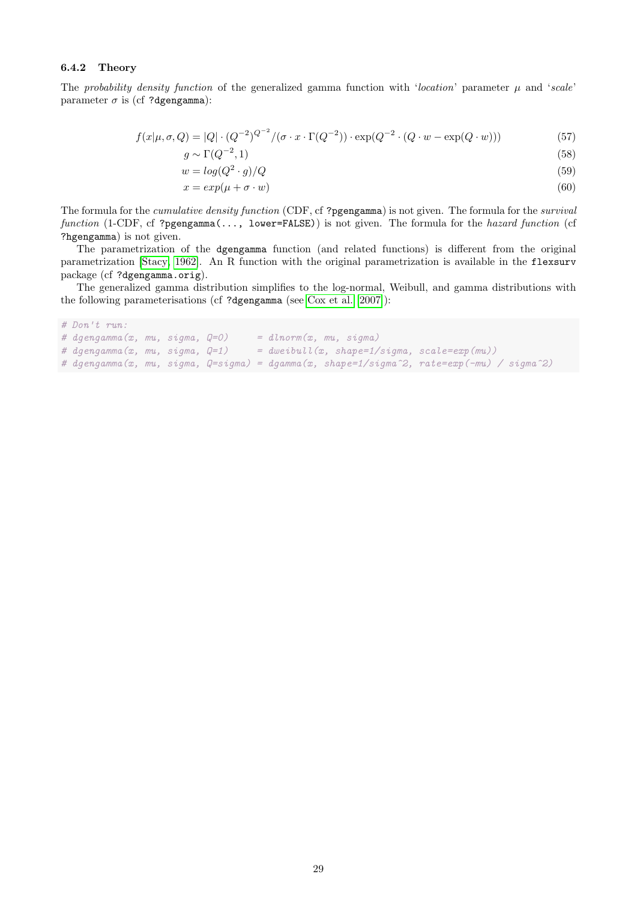#### 6.4.2 Theory

The *probability density function* of the generalized gamma function with '*location*' parameter $\mu$ and '*scale*' parameter $\sigma$ is (cf `?dgengamma`):

$$f(x|\mu, \sigma, Q) = |Q| \cdot (Q^{-2})^{Q^{-2}} / (\sigma \cdot x \cdot \Gamma(Q^{-2})) \cdot \exp(Q^{-2} \cdot (Q \cdot w - \exp(Q \cdot w))) \tag{57}$$

$$g \sim \Gamma(Q^{-2}, 1) \tag{58}$$

$$w = log(Q^2 \cdot g)/Q \tag{59}$$

$$x = exp(\mu + \sigma \cdot w) \tag{60}$$

The formula for the *cumulative density function* (CDF, cf `?pgengamma`) is not given. The formula for the *survival function* (1-CDF, cf `?pgengamma(..., lower=FALSE)`) is not given. The formula for the *hazard function* (cf `?hgengamma`) is not given.

The parametrization of the `dgengamma` function (and related functions) is different from the original parametrization [Stacy, 1962]. An R function with the original parametrization is available in the `flexsurv` package (cf `?dgengamma.orig`).

The generalized gamma distribution simplifies to the log-normal, Weibull, and gamma distributions with the following parameterisations (cf `?dgengamma` (see Cox et al. 2007)):

```
# Don't run:
# dgengamma(x, mu, sigma, Q=0)     = dlnorm(x, mu, sigma)
# dgengamma(x, mu, sigma, Q=1)     = dweibull(x, shape=1/sigma, scale=exp(mu))
# dgengamma(x, mu, sigma, Q=sigma) = dgamma(x, shape=1/sigma^2, rate=exp(-mu) / sigma^2)
```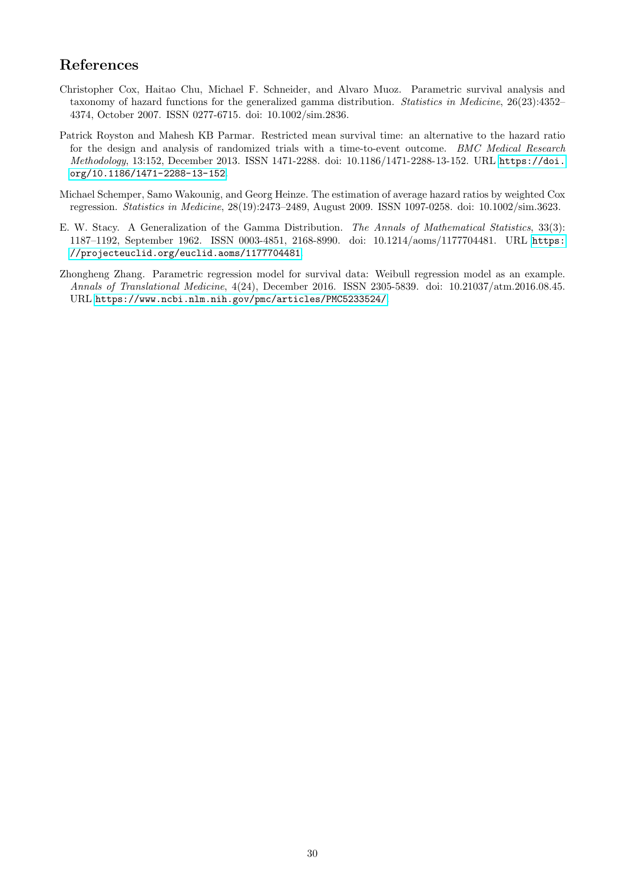# References

Christopher Cox, Haitao Chu, Michael F. Schneider, and Alvaro Muoz. Parametric survival analysis and taxonomy of hazard functions for the generalized gamma distribution. *Statistics in Medicine*, 26(23):4352–4374, October 2007. ISSN 0277-6715. doi: 10.1002/sim.2836.

Patrick Royston and Mahesh KB Parmar. Restricted mean survival time: an alternative to the hazard ratio for the design and analysis of randomized trials with a time-to-event outcome. *BMC Medical Research Methodology*, 13:152, December 2013. ISSN 1471-2288. doi: 10.1186/1471-2288-13-152. URL `https://doi.org/10.1186/1471-2288-13-152`.

Michael Schemper, Samo Wakounig, and Georg Heinze. The estimation of average hazard ratios by weighted Cox regression. *Statistics in Medicine*, 28(19):2473–2489, August 2009. ISSN 1097-0258. doi: 10.1002/sim.3623.

E. W. Stacy. A Generalization of the Gamma Distribution. *The Annals of Mathematical Statistics*, 33(3): 1187–1192, September 1962. ISSN 0003-4851, 2168-8990. doi: 10.1214/aoms/1177704481. URL `https://projecteuclid.org/euclid.aoms/1177704481`.

Zhongheng Zhang. Parametric regression model for survival data: Weibull regression model as an example. *Annals of Translational Medicine*, 4(24), December 2016. ISSN 2305-5839. doi: 10.21037/atm.2016.08.45. URL `https://www.ncbi.nlm.nih.gov/pmc/articles/PMC5233524/`.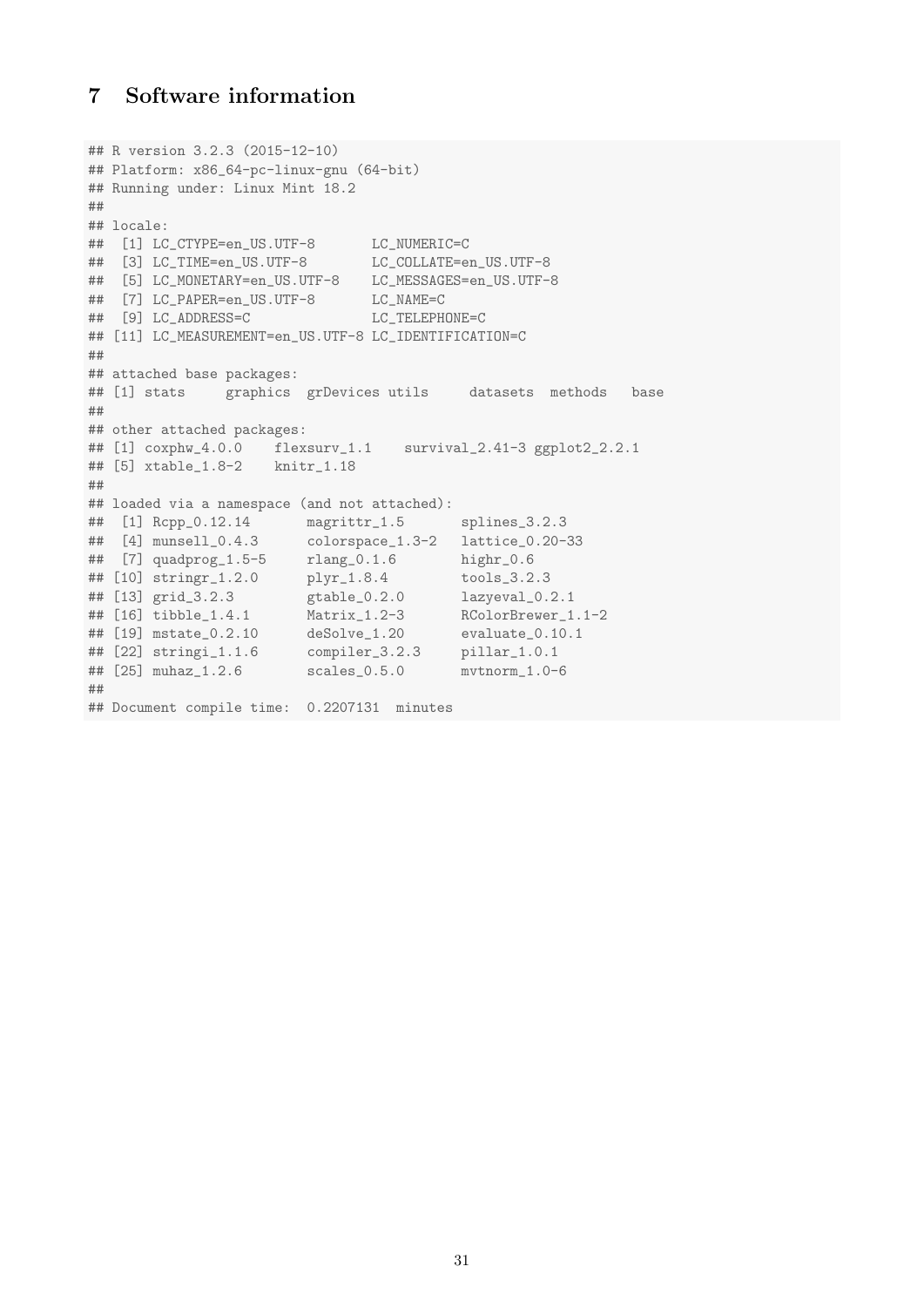# 7 Software information

```
## R version 3.2.3 (2015-12-10)
## Platform: x86_64-pc-linux-gnu (64-bit)
## Running under: Linux Mint 18.2
##
## locale:
##  [1] LC_CTYPE=en_US.UTF-8       LC_NUMERIC=C
##  [3] LC_TIME=en_US.UTF-8        LC_COLLATE=en_US.UTF-8
##  [5] LC_MONETARY=en_US.UTF-8    LC_MESSAGES=en_US.UTF-8
##  [7] LC_PAPER=en_US.UTF-8       LC_NAME=C
##  [9] LC_ADDRESS=C               LC_TELEPHONE=C
## [11] LC_MEASUREMENT=en_US.UTF-8 LC_IDENTIFICATION=C
##
## attached base packages:
## [1] stats     graphics  grDevices utils     datasets  methods   base
##
## other attached packages:
## [1] coxphw_4.0.0    flexsurv_1.1    survival_2.41-3 ggplot2_2.2.1
## [5] xtable_1.8-2    knitr_1.18
##
## loaded via a namespace (and not attached):
##  [1] Rcpp_0.12.14       magrittr_1.5       splines_3.2.3
##  [4] munsell_0.4.3      colorspace_1.3-2   lattice_0.20-33
##  [7] quadprog_1.5-5     rlang_0.1.6        highr_0.6
## [10] stringr_1.2.0      plyr_1.8.4         tools_3.2.3
## [13] grid_3.2.3         gtable_0.2.0       lazyeval_0.2.1
## [16] tibble_1.4.1       Matrix_1.2-3       RColorBrewer_1.1-2
## [19] mstate_0.2.10      deSolve_1.20       evaluate_0.10.1
## [22] stringi_1.1.6      compiler_3.2.3     pillar_1.0.1
## [25] muhaz_1.2.6        scales_0.5.0       mvtnorm_1.0-6
##
## Document compile time:  0.2207131  minutes
```